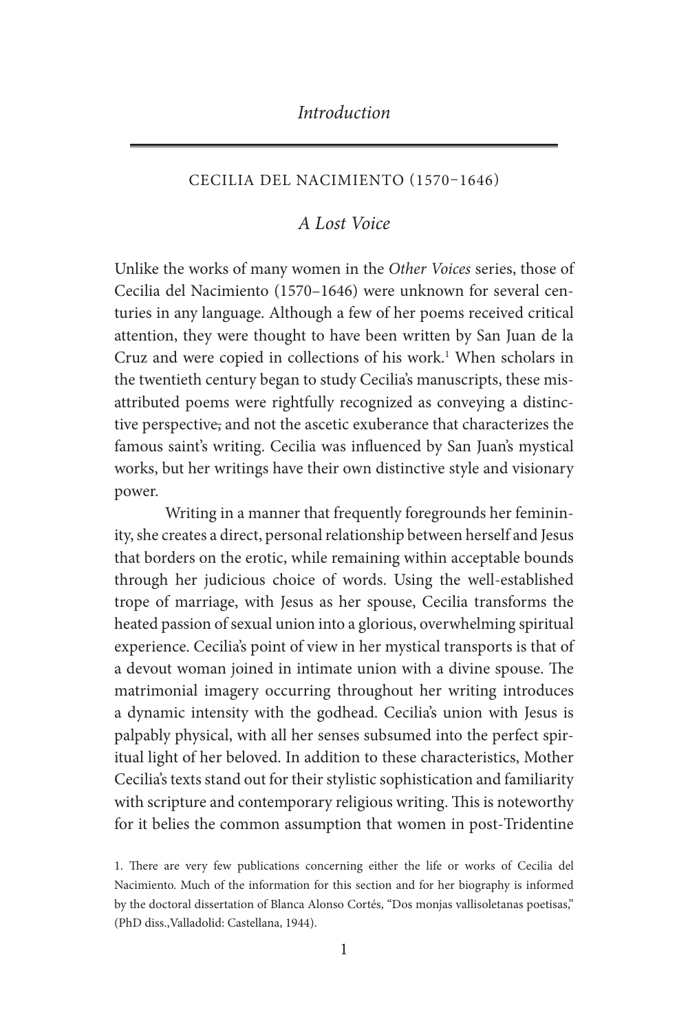# Introduction

## Cecilia del Nacimiento (1570–1646)

### *A Lost Voice*

Unlike the works of many women in the *Other Voices* series, those of Cecilia del Nacimiento (1570–1646) were unknown for several centuries in any language. Although a few of her poems received critical attention, they were thought to have been written by San Juan de la Cruz and were copied in collections of his work.[1] When scholars in the twentieth century began to study Cecilia's manuscripts, these misattributed poems were rightfully recognized as conveying a distinctive perspective, and not the ascetic exuberance that characterizes the famous saint's writing. Cecilia was influenced by San Juan's mystical works, but her writings have their own distinctive style and visionary power.

Writing in a manner that frequently foregrounds her femininity, she creates a direct, personal relationship between herself and Jesus that borders on the erotic, while remaining within acceptable bounds through her judicious choice of words. Using the well-established trope of marriage, with Jesus as her spouse, Cecilia transforms the heated passion of sexual union into a glorious, overwhelming spiritual experience. Cecilia's point of view in her mystical transports is that of a devout woman joined in intimate union with a divine spouse. The matrimonial imagery occurring throughout her writing introduces a dynamic intensity with the godhead. Cecilia's union with Jesus is palpably physical, with all her senses subsumed into the perfect spiritual light of her beloved. In addition to these characteristics, Mother Cecilia's texts stand out for their stylistic sophistication and familiarity with scripture and contemporary religious writing. This is noteworthy for it belies the common assumption that women in post-Tridentine

1. There are very few publications concerning either the life or works of Cecilia del Nacimiento. Much of the information for this section and for her biography is informed by the doctoral dissertation of Blanca Alonso Cortés, "Dos monjas vallisoletanas poetisas," (PhD diss.,Valladolid: Castellana, 1944).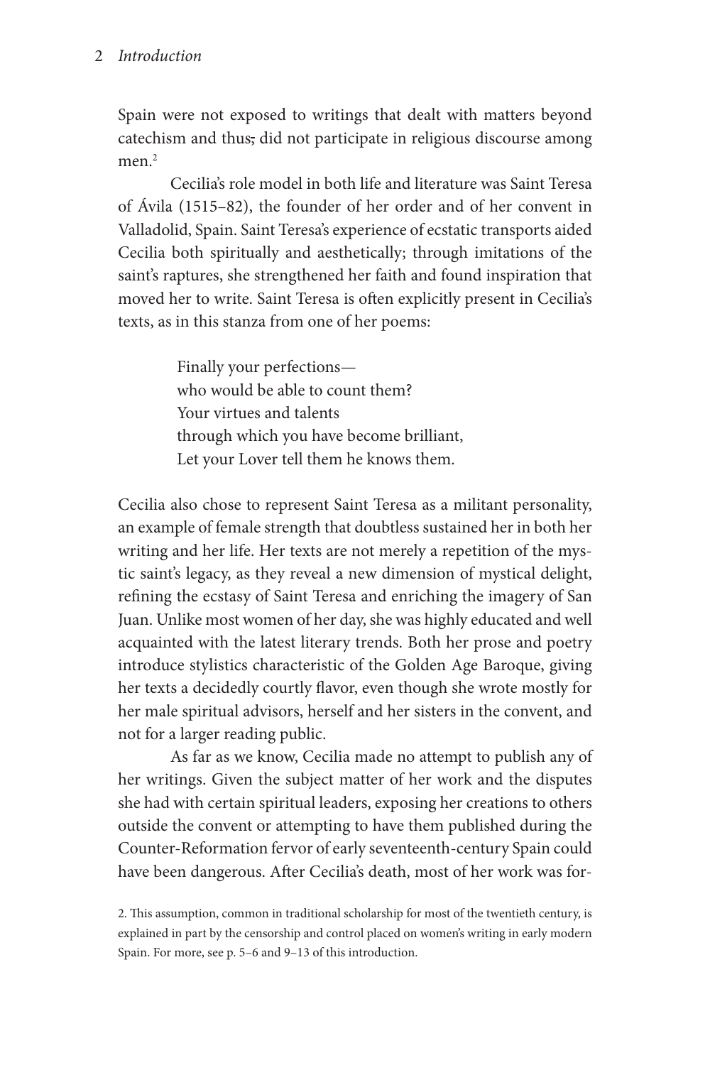Spain were not exposed to writings that dealt with matters beyond catechism and thus, did not participate in religious discourse among men.[2]

Cecilia's role model in both life and literature was Saint Teresa of Ávila (1515–82), the founder of her order and of her convent in Valladolid, Spain. Saint Teresa's experience of ecstatic transports aided Cecilia both spiritually and aesthetically; through imitations of the saint's raptures, she strengthened her faith and found inspiration that moved her to write. Saint Teresa is often explicitly present in Cecilia's texts, as in this stanza from one of her poems:

> Finally your perfections—  
> who would be able to count them?  
> Your virtues and talents  
> through which you have become brilliant,  
> Let your Lover tell them he knows them.

Cecilia also chose to represent Saint Teresa as a militant personality, an example of female strength that doubtless sustained her in both her writing and her life. Her texts are not merely a repetition of the mystic saint's legacy, as they reveal a new dimension of mystical delight, refining the ecstasy of Saint Teresa and enriching the imagery of San Juan. Unlike most women of her day, she was highly educated and well acquainted with the latest literary trends. Both her prose and poetry introduce stylistics characteristic of the Golden Age Baroque, giving her texts a decidedly courtly flavor, even though she wrote mostly for her male spiritual advisors, herself and her sisters in the convent, and not for a larger reading public.

As far as we know, Cecilia made no attempt to publish any of her writings. Given the subject matter of her work and the disputes she had with certain spiritual leaders, exposing her creations to others outside the convent or attempting to have them published during the Counter-Reformation fervor of early seventeenth-century Spain could have been dangerous. After Cecilia's death, most of her work was for-

2. This assumption, common in traditional scholarship for most of the twentieth century, is explained in part by the censorship and control placed on women's writing in early modern Spain. For more, see p. 5–6 and 9–13 of this introduction.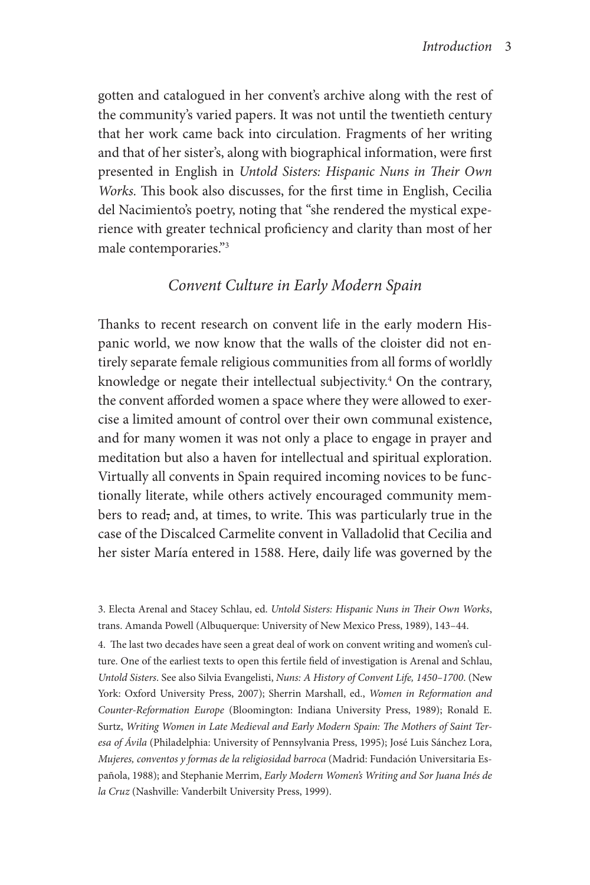gotten and catalogued in her convent's archive along with the rest of the community's varied papers. It was not until the twentieth century that her work came back into circulation. Fragments of her writing and that of her sister's, along with biographical information, were first presented in English in *Untold Sisters: Hispanic Nuns in Their Own Works.* This book also discusses, for the first time in English, Cecilia del Nacimiento's poetry, noting that "she rendered the mystical experience with greater technical proficiency and clarity than most of her male contemporaries."[3]

## *Convent Culture in Early Modern Spain*

Thanks to recent research on convent life in the early modern Hispanic world, we now know that the walls of the cloister did not entirely separate female religious communities from all forms of worldly knowledge or negate their intellectual subjectivity.[4] On the contrary, the convent afforded women a space where they were allowed to exercise a limited amount of control over their own communal existence, and for many women it was not only a place to engage in prayer and meditation but also a haven for intellectual and spiritual exploration. Virtually all convents in Spain required incoming novices to be functionally literate, while others actively encouraged community members to read; and, at times, to write. This was particularly true in the case of the Discalced Carmelite convent in Valladolid that Cecilia and her sister María entered in 1588. Here, daily life was governed by the

3. Electa Arenal and Stacey Schlau, ed. *Untold Sisters: Hispanic Nuns in Their Own Works*, trans. Amanda Powell (Albuquerque: University of New Mexico Press, 1989), 143–44.

4. The last two decades have seen a great deal of work on convent writing and women's culture. One of the earliest texts to open this fertile field of investigation is Arenal and Schlau, *Untold Sisters*. See also Silvia Evangelisti, *Nuns: A History of Convent Life, 1450–1700*. (New York: Oxford University Press, 2007); Sherrin Marshall, ed., *Women in Reformation and Counter-Reformation Europe* (Bloomington: Indiana University Press, 1989); Ronald E. Surtz, *Writing Women in Late Medieval and Early Modern Spain: The Mothers of Saint Teresa of Ávila* (Philadelphia: University of Pennsylvania Press, 1995); José Luis Sánchez Lora, *Mujeres, conventos y formas de la religiosidad barroca* (Madrid: Fundación Universitaria Española, 1988); and Stephanie Merrim, *Early Modern Women's Writing and Sor Juana Inés de la Cruz* (Nashville: Vanderbilt University Press, 1999).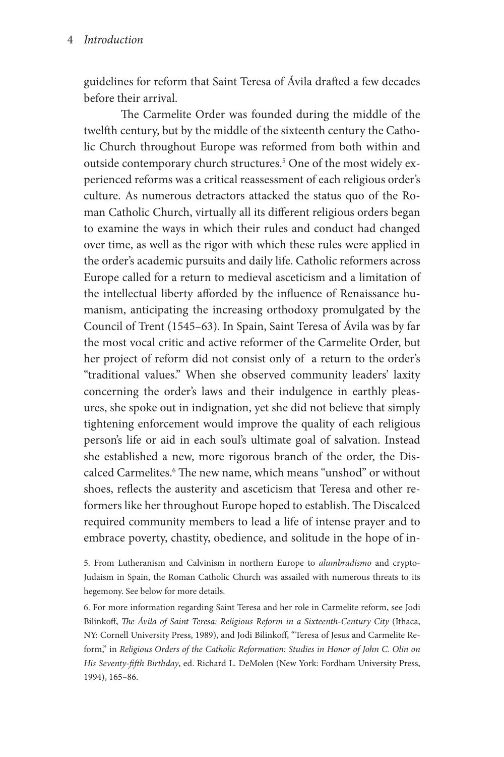guidelines for reform that Saint Teresa of Ávila drafted a few decades before their arrival.

The Carmelite Order was founded during the middle of the twelfth century, but by the middle of the sixteenth century the Catholic Church throughout Europe was reformed from both within and outside contemporary church structures.[5] One of the most widely experienced reforms was a critical reassessment of each religious order's culture. As numerous detractors attacked the status quo of the Roman Catholic Church, virtually all its different religious orders began to examine the ways in which their rules and conduct had changed over time, as well as the rigor with which these rules were applied in the order's academic pursuits and daily life. Catholic reformers across Europe called for a return to medieval asceticism and a limitation of the intellectual liberty afforded by the influence of Renaissance humanism, anticipating the increasing orthodoxy promulgated by the Council of Trent (1545–63). In Spain, Saint Teresa of Ávila was by far the most vocal critic and active reformer of the Carmelite Order, but her project of reform did not consist only of a return to the order's "traditional values." When she observed community leaders' laxity concerning the order's laws and their indulgence in earthly pleasures, she spoke out in indignation, yet she did not believe that simply tightening enforcement would improve the quality of each religious person's life or aid in each soul's ultimate goal of salvation. Instead she established a new, more rigorous branch of the order, the Discalced Carmelites.[6] The new name, which means "unshod" or without shoes, reflects the austerity and asceticism that Teresa and other reformers like her throughout Europe hoped to establish. The Discalced required community members to lead a life of intense prayer and to embrace poverty, chastity, obedience, and solitude in the hope of in-

5. From Lutheranism and Calvinism in northern Europe to *alumbradismo* and crypto-Judaism in Spain, the Roman Catholic Church was assailed with numerous threats to its hegemony. See below for more details.

6. For more information regarding Saint Teresa and her role in Carmelite reform, see Jodi Bilinkoff, *The Ávila of Saint Teresa: Religious Reform in a Sixteenth-Century City* (Ithaca, NY: Cornell University Press, 1989), and Jodi Bilinkoff, "Teresa of Jesus and Carmelite Reform," in *Religious Orders of the Catholic Reformation: Studies in Honor of John C. Olin on His Seventy-fifth Birthday*, ed. Richard L. DeMolen (New York: Fordham University Press, 1994), 165–86.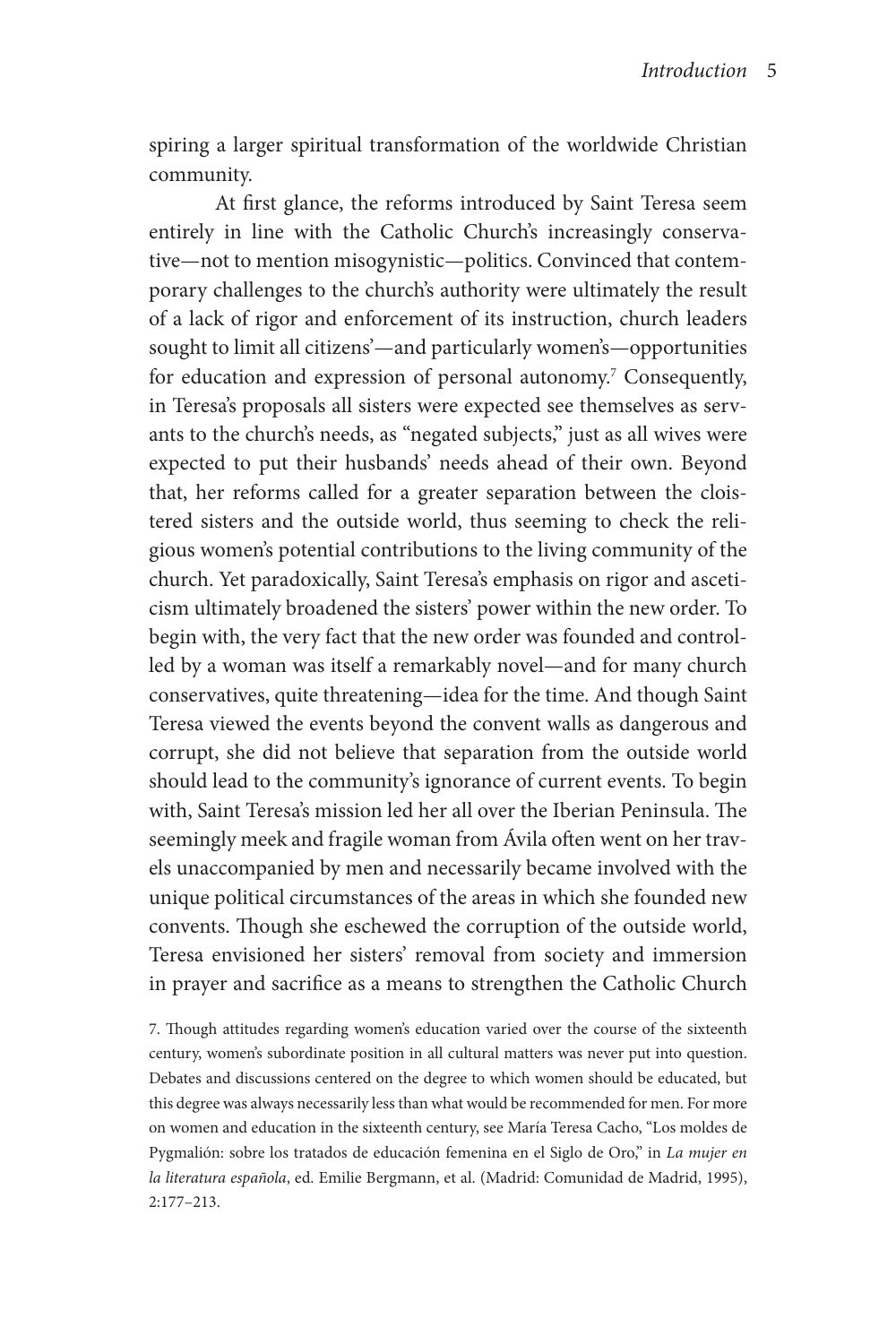spiring a larger spiritual transformation of the worldwide Christian community.

At first glance, the reforms introduced by Saint Teresa seem entirely in line with the Catholic Church's increasingly conservative—not to mention misogynistic—politics. Convinced that contemporary challenges to the church's authority were ultimately the result of a lack of rigor and enforcement of its instruction, church leaders sought to limit all citizens'—and particularly women's—opportunities for education and expression of personal autonomy.[7] Consequently, in Teresa's proposals all sisters were expected see themselves as servants to the church's needs, as "negated subjects," just as all wives were expected to put their husbands' needs ahead of their own. Beyond that, her reforms called for a greater separation between the cloistered sisters and the outside world, thus seeming to check the religious women's potential contributions to the living community of the church. Yet paradoxically, Saint Teresa's emphasis on rigor and asceticism ultimately broadened the sisters' power within the new order. To begin with, the very fact that the new order was founded and controlled by a woman was itself a remarkably novel—and for many church conservatives, quite threatening—idea for the time. And though Saint Teresa viewed the events beyond the convent walls as dangerous and corrupt, she did not believe that separation from the outside world should lead to the community's ignorance of current events. To begin with, Saint Teresa's mission led her all over the Iberian Peninsula. The seemingly meek and fragile woman from Ávila often went on her travels unaccompanied by men and necessarily became involved with the unique political circumstances of the areas in which she founded new convents. Though she eschewed the corruption of the outside world, Teresa envisioned her sisters' removal from society and immersion in prayer and sacrifice as a means to strengthen the Catholic Church

7. Though attitudes regarding women's education varied over the course of the sixteenth century, women's subordinate position in all cultural matters was never put into question. Debates and discussions centered on the degree to which women should be educated, but this degree was always necessarily less than what would be recommended for men. For more on women and education in the sixteenth century, see María Teresa Cacho, "Los moldes de Pygmalión: sobre los tratados de educación femenina en el Siglo de Oro," in *La mujer en la literatura española*, ed. Emilie Bergmann, et al. (Madrid: Comunidad de Madrid, 1995), 2:177–213.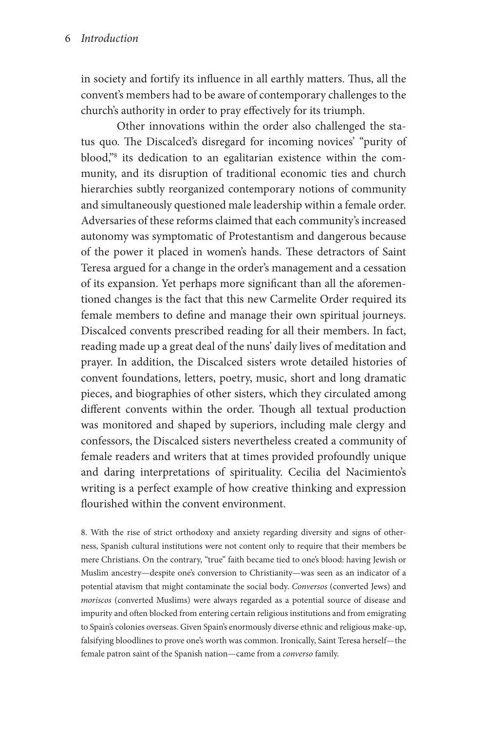in society and fortify its influence in all earthly matters. Thus, all the convent's members had to be aware of contemporary challenges to the church's authority in order to pray effectively for its triumph.

Other innovations within the order also challenged the status quo. The Discalced's disregard for incoming novices' "purity of blood,"[8] its dedication to an egalitarian existence within the community, and its disruption of traditional economic ties and church hierarchies subtly reorganized contemporary notions of community and simultaneously questioned male leadership within a female order. Adversaries of these reforms claimed that each community's increased autonomy was symptomatic of Protestantism and dangerous because of the power it placed in women's hands. These detractors of Saint Teresa argued for a change in the order's management and a cessation of its expansion. Yet perhaps more significant than all the aforementioned changes is the fact that this new Carmelite Order required its female members to define and manage their own spiritual journeys. Discalced convents prescribed reading for all their members. In fact, reading made up a great deal of the nuns' daily lives of meditation and prayer. In addition, the Discalced sisters wrote detailed histories of convent foundations, letters, poetry, music, short and long dramatic pieces, and biographies of other sisters, which they circulated among different convents within the order. Though all textual production was monitored and shaped by superiors, including male clergy and confessors, the Discalced sisters nevertheless created a community of female readers and writers that at times provided profoundly unique and daring interpretations of spirituality. Cecilia del Nacimiento's writing is a perfect example of how creative thinking and expression flourished within the convent environment.

8. With the rise of strict orthodoxy and anxiety regarding diversity and signs of otherness, Spanish cultural institutions were not content only to require that their members be mere Christians. On the contrary, "true" faith became tied to one's blood: having Jewish or Muslim ancestry—despite one's conversion to Christianity—was seen as an indicator of a potential atavism that might contaminate the social body. *Conversos* (converted Jews) and *moriscos* (converted Muslims) were always regarded as a potential source of disease and impurity and often blocked from entering certain religious institutions and from emigrating to Spain's colonies overseas. Given Spain's enormously diverse ethnic and religious make-up, falsifying bloodlines to prove one's worth was common. Ironically, Saint Teresa herself—the female patron saint of the Spanish nation—came from a *converso* family.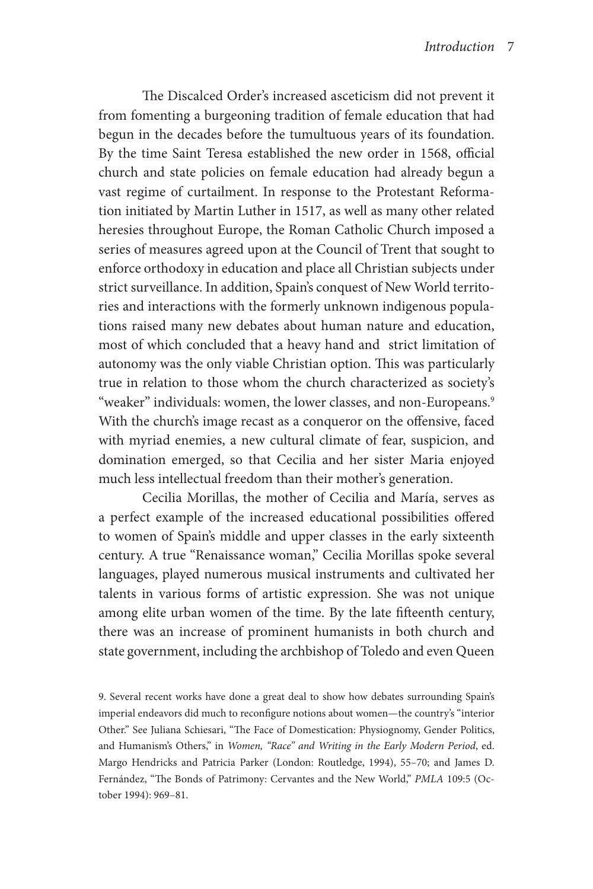The Discalced Order's increased asceticism did not prevent it from fomenting a burgeoning tradition of female education that had begun in the decades before the tumultuous years of its foundation. By the time Saint Teresa established the new order in 1568, official church and state policies on female education had already begun a vast regime of curtailment. In response to the Protestant Reformation initiated by Martin Luther in 1517, as well as many other related heresies throughout Europe, the Roman Catholic Church imposed a series of measures agreed upon at the Council of Trent that sought to enforce orthodoxy in education and place all Christian subjects under strict surveillance. In addition, Spain's conquest of New World territories and interactions with the formerly unknown indigenous populations raised many new debates about human nature and education, most of which concluded that a heavy hand and strict limitation of autonomy was the only viable Christian option. This was particularly true in relation to those whom the church characterized as society's "weaker" individuals: women, the lower classes, and non-Europeans.[9] With the church's image recast as a conqueror on the offensive, faced with myriad enemies, a new cultural climate of fear, suspicion, and domination emerged, so that Cecilia and her sister Maria enjoyed much less intellectual freedom than their mother's generation.

Cecilia Morillas, the mother of Cecilia and María, serves as a perfect example of the increased educational possibilities offered to women of Spain's middle and upper classes in the early sixteenth century. A true "Renaissance woman," Cecilia Morillas spoke several languages, played numerous musical instruments and cultivated her talents in various forms of artistic expression. She was not unique among elite urban women of the time. By the late fifteenth century, there was an increase of prominent humanists in both church and state government, including the archbishop of Toledo and even Queen

9. Several recent works have done a great deal to show how debates surrounding Spain's imperial endeavors did much to reconfigure notions about women—the country's "interior Other." See Juliana Schiesari, "The Face of Domestication: Physiognomy, Gender Politics, and Humanism's Others," in *Women, "Race" and Writing in the Early Modern Period*, ed. Margo Hendricks and Patricia Parker (London: Routledge, 1994), 55–70; and James D. Fernández, "The Bonds of Patrimony: Cervantes and the New World," *PMLA* 109:5 (October 1994): 969–81.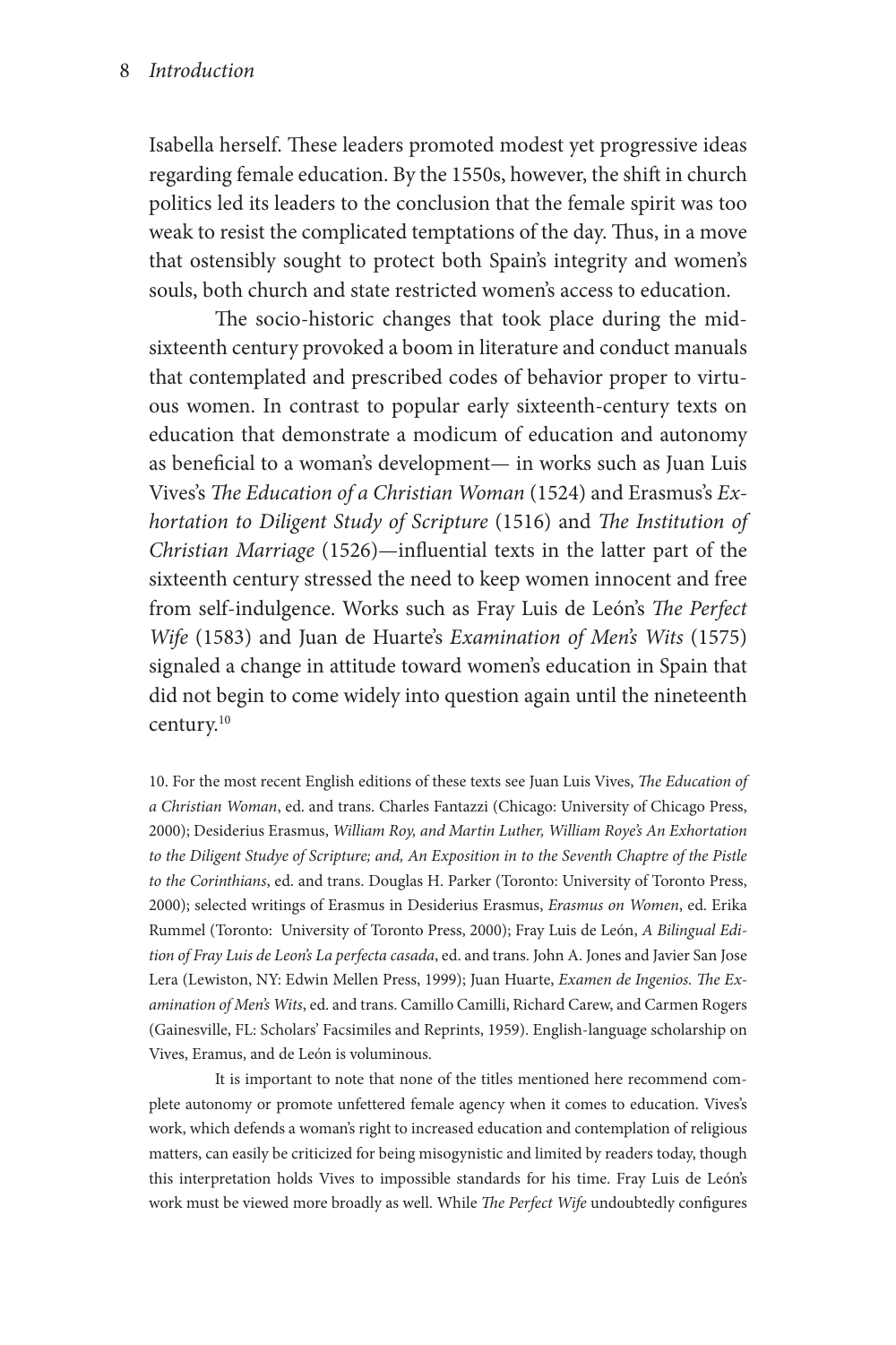Isabella herself. These leaders promoted modest yet progressive ideas regarding female education. By the 1550s, however, the shift in church politics led its leaders to the conclusion that the female spirit was too weak to resist the complicated temptations of the day. Thus, in a move that ostensibly sought to protect both Spain's integrity and women's souls, both church and state restricted women's access to education.

The socio-historic changes that took place during the mid-sixteenth century provoked a boom in literature and conduct manuals that contemplated and prescribed codes of behavior proper to virtuous women. In contrast to popular early sixteenth-century texts on education that demonstrate a modicum of education and autonomy as beneficial to a woman's development— in works such as Juan Luis Vives's *The Education of a Christian Woman* (1524) and Erasmus's *Exhortation to Diligent Study of Scripture* (1516) and *The Institution of Christian Marriage* (1526)—influential texts in the latter part of the sixteenth century stressed the need to keep women innocent and free from self-indulgence. Works such as Fray Luis de León's *The Perfect Wife* (1583) and Juan de Huarte's *Examination of Men's Wits* (1575) signaled a change in attitude toward women's education in Spain that did not begin to come widely into question again until the nineteenth century.[10]

10. For the most recent English editions of these texts see Juan Luis Vives, *The Education of a Christian Woman*, ed. and trans. Charles Fantazzi (Chicago: University of Chicago Press, 2000); Desiderius Erasmus, *William Roy, and Martin Luther, William Roye's An Exhortation to the Diligent Studye of Scripture; and, An Exposition in to the Seventh Chaptre of the Pistle to the Corinthians*, ed. and trans. Douglas H. Parker (Toronto: University of Toronto Press, 2000); selected writings of Erasmus in Desiderius Erasmus, *Erasmus on Women*, ed. Erika Rummel (Toronto: University of Toronto Press, 2000); Fray Luis de León, *A Bilingual Edition of Fray Luis de Leon's La perfecta casada*, ed. and trans. John A. Jones and Javier San Jose Lera (Lewiston, NY: Edwin Mellen Press, 1999); Juan Huarte, *Examen de Ingenios. The Examination of Men's Wits*, ed. and trans. Camillo Camilli, Richard Carew, and Carmen Rogers (Gainesville, FL: Scholars' Facsimiles and Reprints, 1959). English-language scholarship on Vives, Eramus, and de León is voluminous.

It is important to note that none of the titles mentioned here recommend complete autonomy or promote unfettered female agency when it comes to education. Vives's work, which defends a woman's right to increased education and contemplation of religious matters, can easily be criticized for being misogynistic and limited by readers today, though this interpretation holds Vives to impossible standards for his time. Fray Luis de León's work must be viewed more broadly as well. While *The Perfect Wife* undoubtedly configures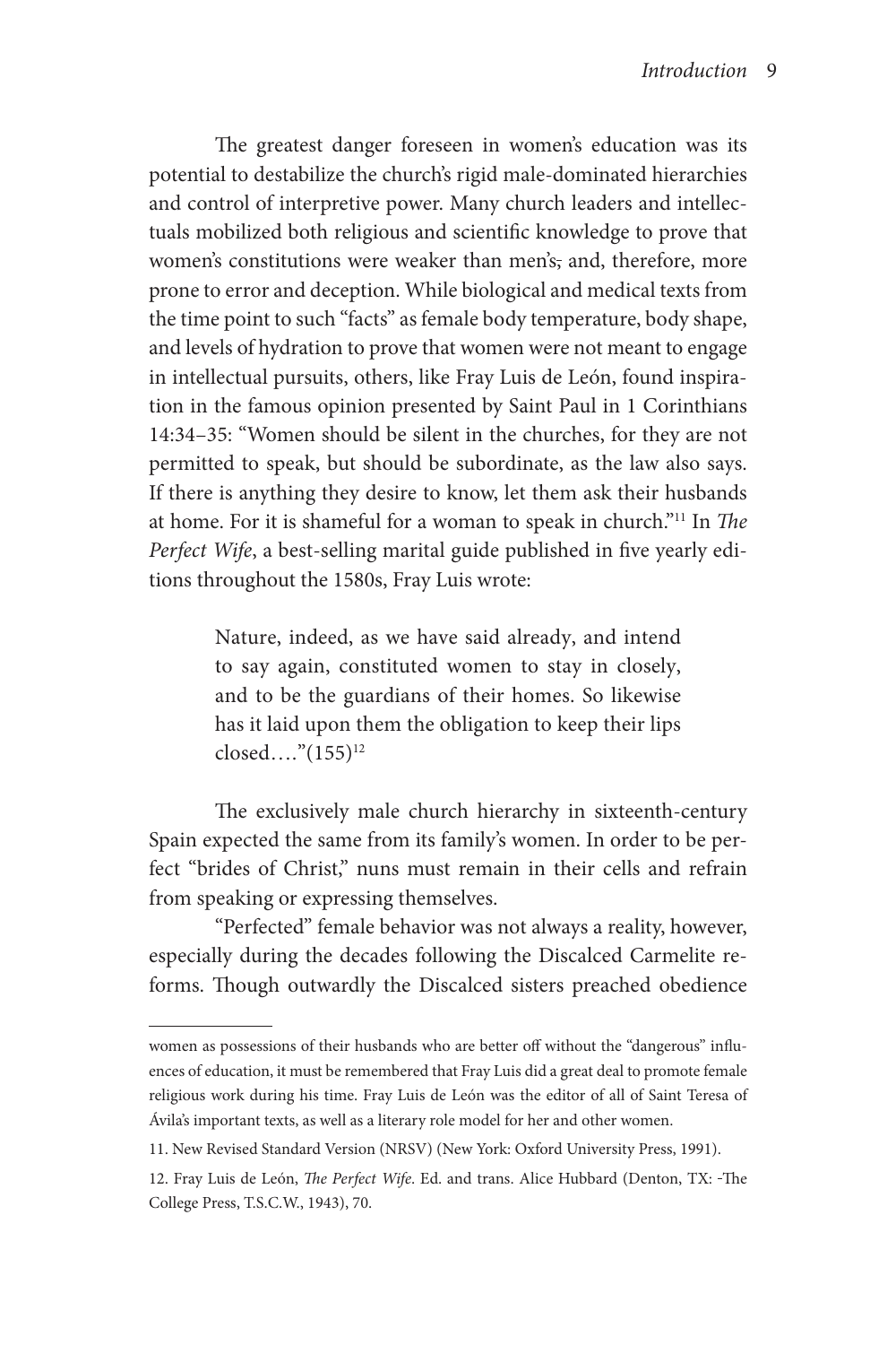The greatest danger foreseen in women's education was its potential to destabilize the church's rigid male-dominated hierarchies and control of interpretive power. Many church leaders and intellectuals mobilized both religious and scientific knowledge to prove that women's constitutions were weaker than men's, and, therefore, more prone to error and deception. While biological and medical texts from the time point to such "facts" as female body temperature, body shape, and levels of hydration to prove that women were not meant to engage in intellectual pursuits, others, like Fray Luis de León, found inspiration in the famous opinion presented by Saint Paul in 1 Corinthians 14:34–35: "Women should be silent in the churches, for they are not permitted to speak, but should be subordinate, as the law also says. If there is anything they desire to know, let them ask their husbands at home. For it is shameful for a woman to speak in church."[11] In *The Perfect Wife*, a best-selling marital guide published in five yearly editions throughout the 1580s, Fray Luis wrote:

> Nature, indeed, as we have said already, and intend to say again, constituted women to stay in closely, and to be the guardians of their homes. So likewise has it laid upon them the obligation to keep their lips closed…."(155)[12]

The exclusively male church hierarchy in sixteenth-century Spain expected the same from its family's women. In order to be perfect "brides of Christ," nuns must remain in their cells and refrain from speaking or expressing themselves.

"Perfected" female behavior was not always a reality, however, especially during the decades following the Discalced Carmelite reforms. Though outwardly the Discalced sisters preached obedience

---

women as possessions of their husbands who are better off without the "dangerous" influences of education, it must be remembered that Fray Luis did a great deal to promote female religious work during his time. Fray Luis de León was the editor of all of Saint Teresa of Ávila's important texts, as well as a literary role model for her and other women.

11. New Revised Standard Version (NRSV) (New York: Oxford University Press, 1991).

12. Fray Luis de León, *The Perfect Wife*. Ed. and trans. Alice Hubbard (Denton, TX: The College Press, T.S.C.W., 1943), 70.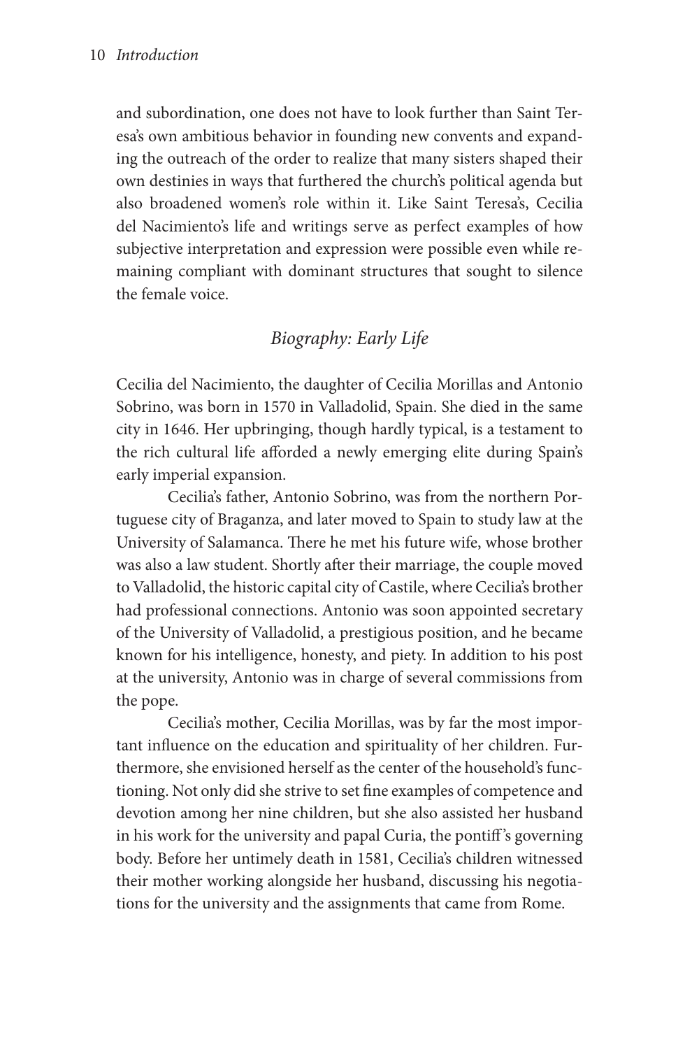and subordination, one does not have to look further than Saint Teresa's own ambitious behavior in founding new convents and expanding the outreach of the order to realize that many sisters shaped their own destinies in ways that furthered the church's political agenda but also broadened women's role within it. Like Saint Teresa's, Cecilia del Nacimiento's life and writings serve as perfect examples of how subjective interpretation and expression were possible even while remaining compliant with dominant structures that sought to silence the female voice.

## *Biography: Early Life*

Cecilia del Nacimiento, the daughter of Cecilia Morillas and Antonio Sobrino, was born in 1570 in Valladolid, Spain. She died in the same city in 1646. Her upbringing, though hardly typical, is a testament to the rich cultural life afforded a newly emerging elite during Spain's early imperial expansion.

Cecilia's father, Antonio Sobrino, was from the northern Portuguese city of Braganza, and later moved to Spain to study law at the University of Salamanca. There he met his future wife, whose brother was also a law student. Shortly after their marriage, the couple moved to Valladolid, the historic capital city of Castile, where Cecilia's brother had professional connections. Antonio was soon appointed secretary of the University of Valladolid, a prestigious position, and he became known for his intelligence, honesty, and piety. In addition to his post at the university, Antonio was in charge of several commissions from the pope.

Cecilia's mother, Cecilia Morillas, was by far the most important influence on the education and spirituality of her children. Furthermore, she envisioned herself as the center of the household's functioning. Not only did she strive to set fine examples of competence and devotion among her nine children, but she also assisted her husband in his work for the university and papal Curia, the pontiff's governing body. Before her untimely death in 1581, Cecilia's children witnessed their mother working alongside her husband, discussing his negotiations for the university and the assignments that came from Rome.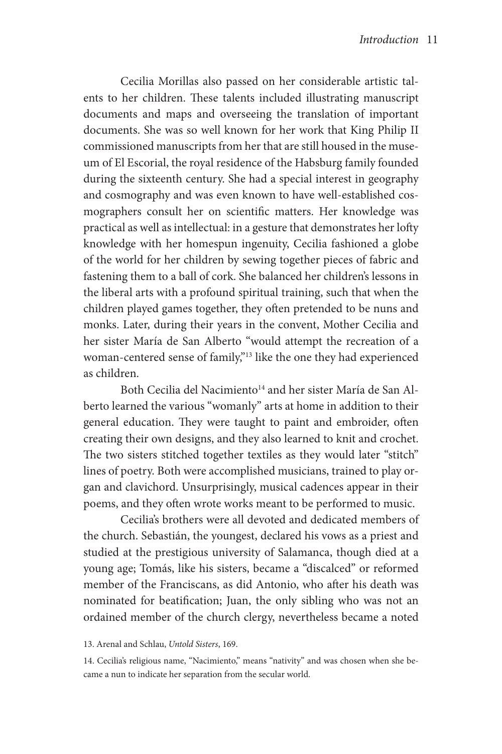Cecilia Morillas also passed on her considerable artistic talents to her children. These talents included illustrating manuscript documents and maps and overseeing the translation of important documents. She was so well known for her work that King Philip II commissioned manuscripts from her that are still housed in the museum of El Escorial, the royal residence of the Habsburg family founded during the sixteenth century. She had a special interest in geography and cosmography and was even known to have well-established cosmographers consult her on scientific matters. Her knowledge was practical as well as intellectual: in a gesture that demonstrates her lofty knowledge with her homespun ingenuity, Cecilia fashioned a globe of the world for her children by sewing together pieces of fabric and fastening them to a ball of cork. She balanced her children's lessons in the liberal arts with a profound spiritual training, such that when the children played games together, they often pretended to be nuns and monks. Later, during their years in the convent, Mother Cecilia and her sister María de San Alberto "would attempt the recreation of a woman-centered sense of family,"[13] like the one they had experienced as children.

Both Cecilia del Nacimiento[14] and her sister María de San Alberto learned the various "womanly" arts at home in addition to their general education. They were taught to paint and embroider, often creating their own designs, and they also learned to knit and crochet. The two sisters stitched together textiles as they would later "stitch" lines of poetry. Both were accomplished musicians, trained to play organ and clavichord. Unsurprisingly, musical cadences appear in their poems, and they often wrote works meant to be performed to music.

Cecilia's brothers were all devoted and dedicated members of the church. Sebastián, the youngest, declared his vows as a priest and studied at the prestigious university of Salamanca, though died at a young age; Tomás, like his sisters, became a "discalced" or reformed member of the Franciscans, as did Antonio, who after his death was nominated for beatification; Juan, the only sibling who was not an ordained member of the church clergy, nevertheless became a noted

13. Arenal and Schlau, *Untold Sisters*, 169.

14. Cecilia's religious name, "Nacimiento," means "nativity" and was chosen when she became a nun to indicate her separation from the secular world.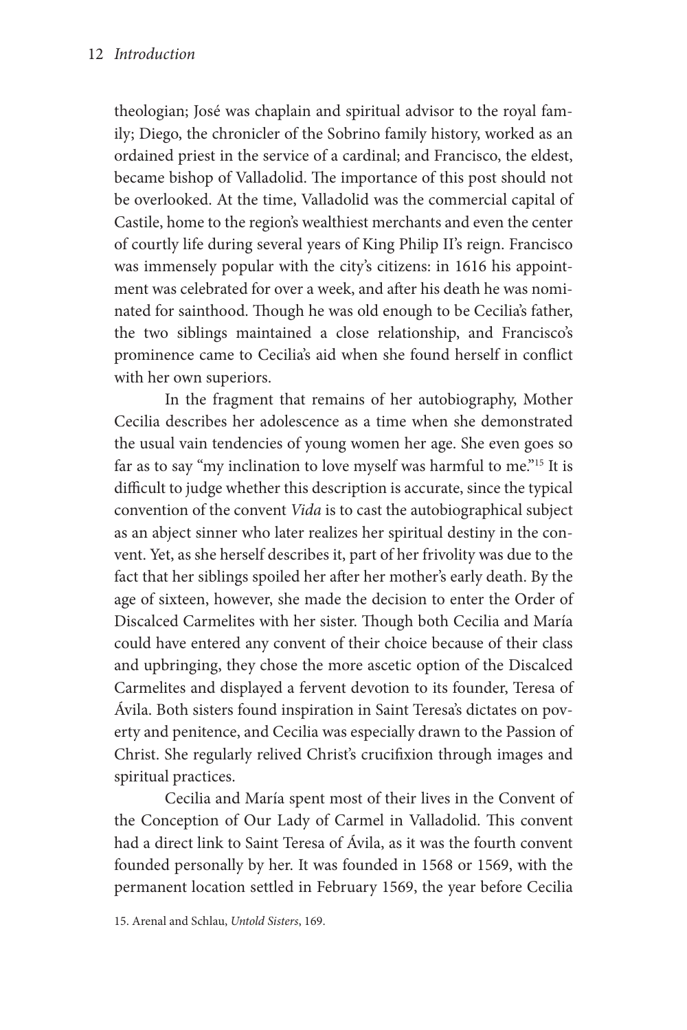theologian; José was chaplain and spiritual advisor to the royal family; Diego, the chronicler of the Sobrino family history, worked as an ordained priest in the service of a cardinal; and Francisco, the eldest, became bishop of Valladolid. The importance of this post should not be overlooked. At the time, Valladolid was the commercial capital of Castile, home to the region's wealthiest merchants and even the center of courtly life during several years of King Philip II's reign. Francisco was immensely popular with the city's citizens: in 1616 his appointment was celebrated for over a week, and after his death he was nominated for sainthood. Though he was old enough to be Cecilia's father, the two siblings maintained a close relationship, and Francisco's prominence came to Cecilia's aid when she found herself in conflict with her own superiors.

In the fragment that remains of her autobiography, Mother Cecilia describes her adolescence as a time when she demonstrated the usual vain tendencies of young women her age. She even goes so far as to say "my inclination to love myself was harmful to me."[15] It is difficult to judge whether this description is accurate, since the typical convention of the convent *Vida* is to cast the autobiographical subject as an abject sinner who later realizes her spiritual destiny in the convent. Yet, as she herself describes it, part of her frivolity was due to the fact that her siblings spoiled her after her mother's early death. By the age of sixteen, however, she made the decision to enter the Order of Discalced Carmelites with her sister. Though both Cecilia and María could have entered any convent of their choice because of their class and upbringing, they chose the more ascetic option of the Discalced Carmelites and displayed a fervent devotion to its founder, Teresa of Ávila. Both sisters found inspiration in Saint Teresa's dictates on poverty and penitence, and Cecilia was especially drawn to the Passion of Christ. She regularly relived Christ's crucifixion through images and spiritual practices.

Cecilia and María spent most of their lives in the Convent of the Conception of Our Lady of Carmel in Valladolid. This convent had a direct link to Saint Teresa of Ávila, as it was the fourth convent founded personally by her. It was founded in 1568 or 1569, with the permanent location settled in February 1569, the year before Cecilia

15. Arenal and Schlau, *Untold Sisters*, 169.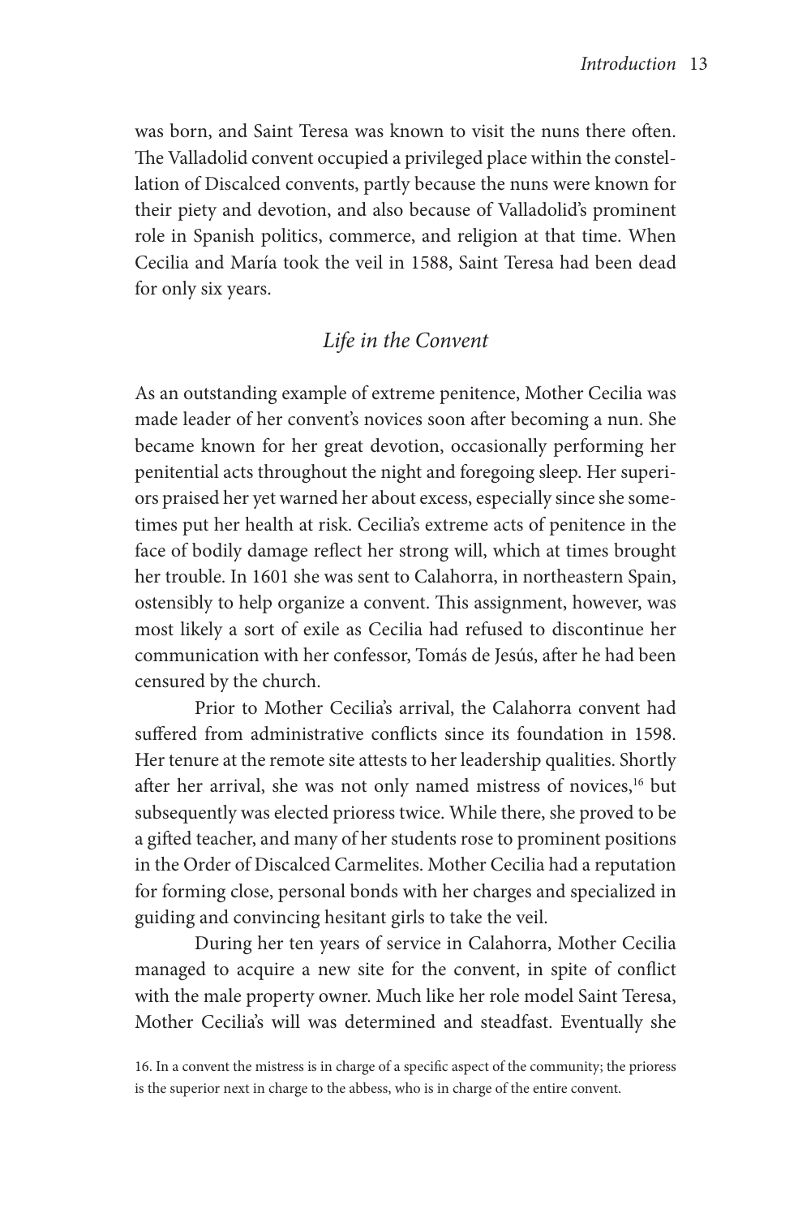was born, and Saint Teresa was known to visit the nuns there often. The Valladolid convent occupied a privileged place within the constellation of Discalced convents, partly because the nuns were known for their piety and devotion, and also because of Valladolid's prominent role in Spanish politics, commerce, and religion at that time. When Cecilia and María took the veil in 1588, Saint Teresa had been dead for only six years.

## *Life in the Convent*

As an outstanding example of extreme penitence, Mother Cecilia was made leader of her convent's novices soon after becoming a nun. She became known for her great devotion, occasionally performing her penitential acts throughout the night and foregoing sleep. Her superiors praised her yet warned her about excess, especially since she sometimes put her health at risk. Cecilia's extreme acts of penitence in the face of bodily damage reflect her strong will, which at times brought her trouble. In 1601 she was sent to Calahorra, in northeastern Spain, ostensibly to help organize a convent. This assignment, however, was most likely a sort of exile as Cecilia had refused to discontinue her communication with her confessor, Tomás de Jesús, after he had been censured by the church.

Prior to Mother Cecilia's arrival, the Calahorra convent had suffered from administrative conflicts since its foundation in 1598. Her tenure at the remote site attests to her leadership qualities. Shortly after her arrival, she was not only named mistress of novices,[16] but subsequently was elected prioress twice. While there, she proved to be a gifted teacher, and many of her students rose to prominent positions in the Order of Discalced Carmelites. Mother Cecilia had a reputation for forming close, personal bonds with her charges and specialized in guiding and convincing hesitant girls to take the veil.

During her ten years of service in Calahorra, Mother Cecilia managed to acquire a new site for the convent, in spite of conflict with the male property owner. Much like her role model Saint Teresa, Mother Cecilia's will was determined and steadfast. Eventually she

16. In a convent the mistress is in charge of a specific aspect of the community; the prioress is the superior next in charge to the abbess, who is in charge of the entire convent.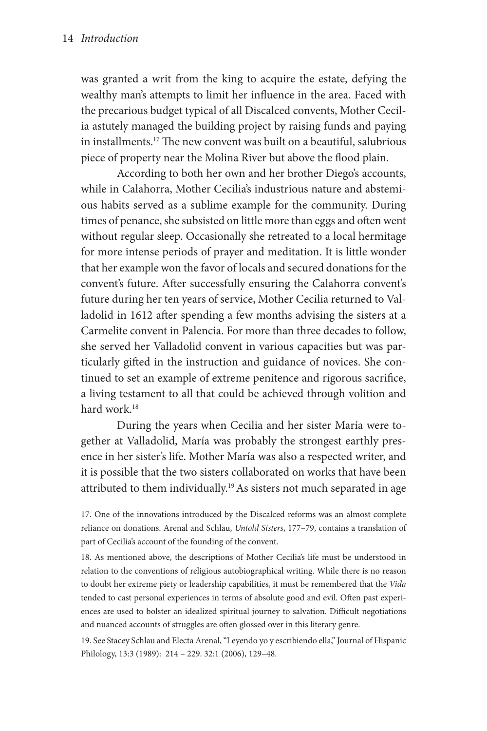was granted a writ from the king to acquire the estate, defying the wealthy man's attempts to limit her influence in the area. Faced with the precarious budget typical of all Discalced convents, Mother Cecilia astutely managed the building project by raising funds and paying in installments.[17] The new convent was built on a beautiful, salubrious piece of property near the Molina River but above the flood plain.

According to both her own and her brother Diego's accounts, while in Calahorra, Mother Cecilia's industrious nature and abstemious habits served as a sublime example for the community. During times of penance, she subsisted on little more than eggs and often went without regular sleep. Occasionally she retreated to a local hermitage for more intense periods of prayer and meditation. It is little wonder that her example won the favor of locals and secured donations for the convent's future. After successfully ensuring the Calahorra convent's future during her ten years of service, Mother Cecilia returned to Valladolid in 1612 after spending a few months advising the sisters at a Carmelite convent in Palencia. For more than three decades to follow, she served her Valladolid convent in various capacities but was particularly gifted in the instruction and guidance of novices. She continued to set an example of extreme penitence and rigorous sacrifice, a living testament to all that could be achieved through volition and hard work.[18]

During the years when Cecilia and her sister María were together at Valladolid, María was probably the strongest earthly presence in her sister's life. Mother María was also a respected writer, and it is possible that the two sisters collaborated on works that have been attributed to them individually.[19] As sisters not much separated in age

17. One of the innovations introduced by the Discalced reforms was an almost complete reliance on donations. Arenal and Schlau, *Untold Sisters*, 177–79, contains a translation of part of Cecilia's account of the founding of the convent.

18. As mentioned above, the descriptions of Mother Cecilia's life must be understood in relation to the conventions of religious autobiographical writing. While there is no reason to doubt her extreme piety or leadership capabilities, it must be remembered that the *Vida* tended to cast personal experiences in terms of absolute good and evil. Often past experiences are used to bolster an idealized spiritual journey to salvation. Difficult negotiations and nuanced accounts of struggles are often glossed over in this literary genre.

19. See Stacey Schlau and Electa Arenal, "Leyendo yo y escribiendo ella," Journal of Hispanic Philology, 13:3 (1989): 214 – 229. 32:1 (2006), 129–48.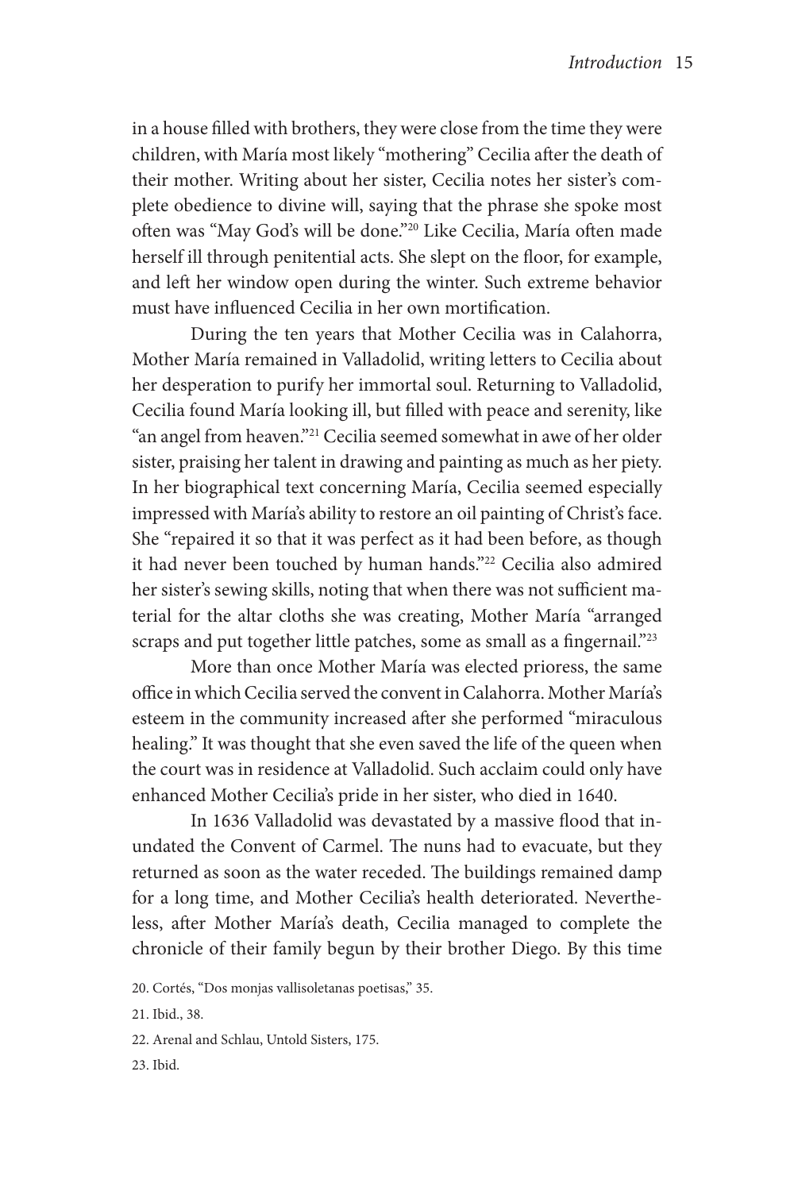in a house filled with brothers, they were close from the time they were children, with María most likely "mothering" Cecilia after the death of their mother. Writing about her sister, Cecilia notes her sister's complete obedience to divine will, saying that the phrase she spoke most often was "May God's will be done."[20] Like Cecilia, María often made herself ill through penitential acts. She slept on the floor, for example, and left her window open during the winter. Such extreme behavior must have influenced Cecilia in her own mortification.

During the ten years that Mother Cecilia was in Calahorra, Mother María remained in Valladolid, writing letters to Cecilia about her desperation to purify her immortal soul. Returning to Valladolid, Cecilia found María looking ill, but filled with peace and serenity, like "an angel from heaven."[21] Cecilia seemed somewhat in awe of her older sister, praising her talent in drawing and painting as much as her piety. In her biographical text concerning María, Cecilia seemed especially impressed with María's ability to restore an oil painting of Christ's face. She "repaired it so that it was perfect as it had been before, as though it had never been touched by human hands."[22] Cecilia also admired her sister's sewing skills, noting that when there was not sufficient material for the altar cloths she was creating, Mother María "arranged scraps and put together little patches, some as small as a fingernail."[23]

More than once Mother María was elected prioress, the same office in which Cecilia served the convent in Calahorra. Mother María's esteem in the community increased after she performed "miraculous healing." It was thought that she even saved the life of the queen when the court was in residence at Valladolid. Such acclaim could only have enhanced Mother Cecilia's pride in her sister, who died in 1640.

In 1636 Valladolid was devastated by a massive flood that inundated the Convent of Carmel. The nuns had to evacuate, but they returned as soon as the water receded. The buildings remained damp for a long time, and Mother Cecilia's health deteriorated. Nevertheless, after Mother María's death, Cecilia managed to complete the chronicle of their family begun by their brother Diego. By this time

20. Cortés, "Dos monjas vallisoletanas poetisas," 35.

21. Ibid., 38.

22. Arenal and Schlau, Untold Sisters, 175.

23. Ibid.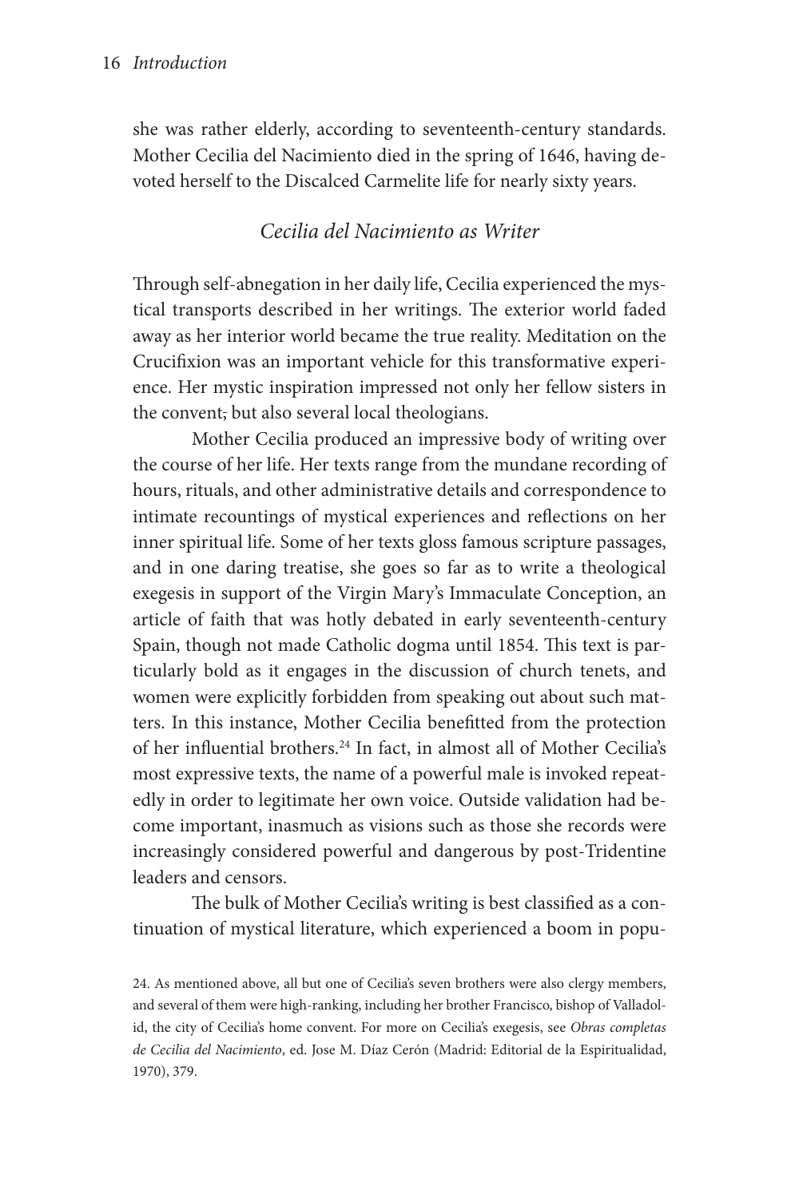she was rather elderly, according to seventeenth-century standards. Mother Cecilia del Nacimiento died in the spring of 1646, having devoted herself to the Discalced Carmelite life for nearly sixty years.

## *Cecilia del Nacimiento as Writer*

Through self-abnegation in her daily life, Cecilia experienced the mystical transports described in her writings. The exterior world faded away as her interior world became the true reality. Meditation on the Crucifixion was an important vehicle for this transformative experience. Her mystic inspiration impressed not only her fellow sisters in the convent, but also several local theologians.

Mother Cecilia produced an impressive body of writing over the course of her life. Her texts range from the mundane recording of hours, rituals, and other administrative details and correspondence to intimate recountings of mystical experiences and reflections on her inner spiritual life. Some of her texts gloss famous scripture passages, and in one daring treatise, she goes so far as to write a theological exegesis in support of the Virgin Mary's Immaculate Conception, an article of faith that was hotly debated in early seventeenth-century Spain, though not made Catholic dogma until 1854. This text is particularly bold as it engages in the discussion of church tenets, and women were explicitly forbidden from speaking out about such matters. In this instance, Mother Cecilia benefitted from the protection of her influential brothers.[24] In fact, in almost all of Mother Cecilia's most expressive texts, the name of a powerful male is invoked repeatedly in order to legitimate her own voice. Outside validation had become important, inasmuch as visions such as those she records were increasingly considered powerful and dangerous by post-Tridentine leaders and censors.

The bulk of Mother Cecilia's writing is best classified as a continuation of mystical literature, which experienced a boom in popu-

24. As mentioned above, all but one of Cecilia's seven brothers were also clergy members, and several of them were high-ranking, including her brother Francisco, bishop of Valladolid, the city of Cecilia's home convent. For more on Cecilia's exegesis, see *Obras completas de Cecilia del Nacimiento*, ed. Jose M. Díaz Cerón (Madrid: Editorial de la Espiritualidad, 1970), 379.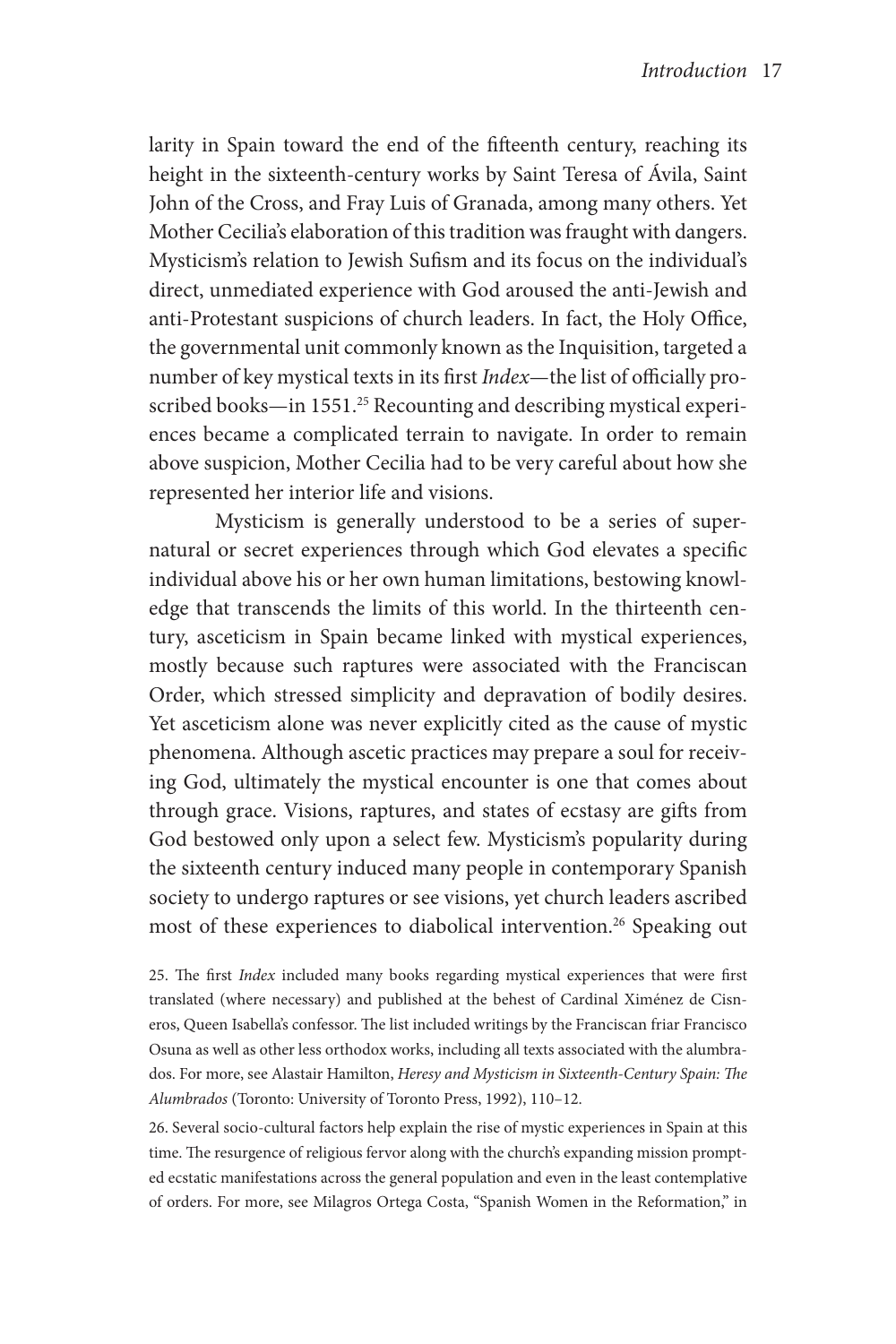larity in Spain toward the end of the fifteenth century, reaching its height in the sixteenth-century works by Saint Teresa of Ávila, Saint John of the Cross, and Fray Luis of Granada, among many others. Yet Mother Cecilia's elaboration of this tradition was fraught with dangers. Mysticism's relation to Jewish Sufism and its focus on the individual's direct, unmediated experience with God aroused the anti-Jewish and anti-Protestant suspicions of church leaders. In fact, the Holy Office, the governmental unit commonly known as the Inquisition, targeted a number of key mystical texts in its first *Index*—the list of officially proscribed books—in 1551.[25] Recounting and describing mystical experiences became a complicated terrain to navigate. In order to remain above suspicion, Mother Cecilia had to be very careful about how she represented her interior life and visions.

Mysticism is generally understood to be a series of supernatural or secret experiences through which God elevates a specific individual above his or her own human limitations, bestowing knowledge that transcends the limits of this world. In the thirteenth century, asceticism in Spain became linked with mystical experiences, mostly because such raptures were associated with the Franciscan Order, which stressed simplicity and depravation of bodily desires. Yet asceticism alone was never explicitly cited as the cause of mystic phenomena. Although ascetic practices may prepare a soul for receiving God, ultimately the mystical encounter is one that comes about through grace. Visions, raptures, and states of ecstasy are gifts from God bestowed only upon a select few. Mysticism's popularity during the sixteenth century induced many people in contemporary Spanish society to undergo raptures or see visions, yet church leaders ascribed most of these experiences to diabolical intervention.[26] Speaking out

25. The first *Index* included many books regarding mystical experiences that were first translated (where necessary) and published at the behest of Cardinal Ximénez de Cisneros, Queen Isabella's confessor. The list included writings by the Franciscan friar Francisco Osuna as well as other less orthodox works, including all texts associated with the alumbrados. For more, see Alastair Hamilton, *Heresy and Mysticism in Sixteenth-Century Spain: The Alumbrados* (Toronto: University of Toronto Press, 1992), 110–12.

26. Several socio-cultural factors help explain the rise of mystic experiences in Spain at this time. The resurgence of religious fervor along with the church's expanding mission prompted ecstatic manifestations across the general population and even in the least contemplative of orders. For more, see Milagros Ortega Costa, "Spanish Women in the Reformation," in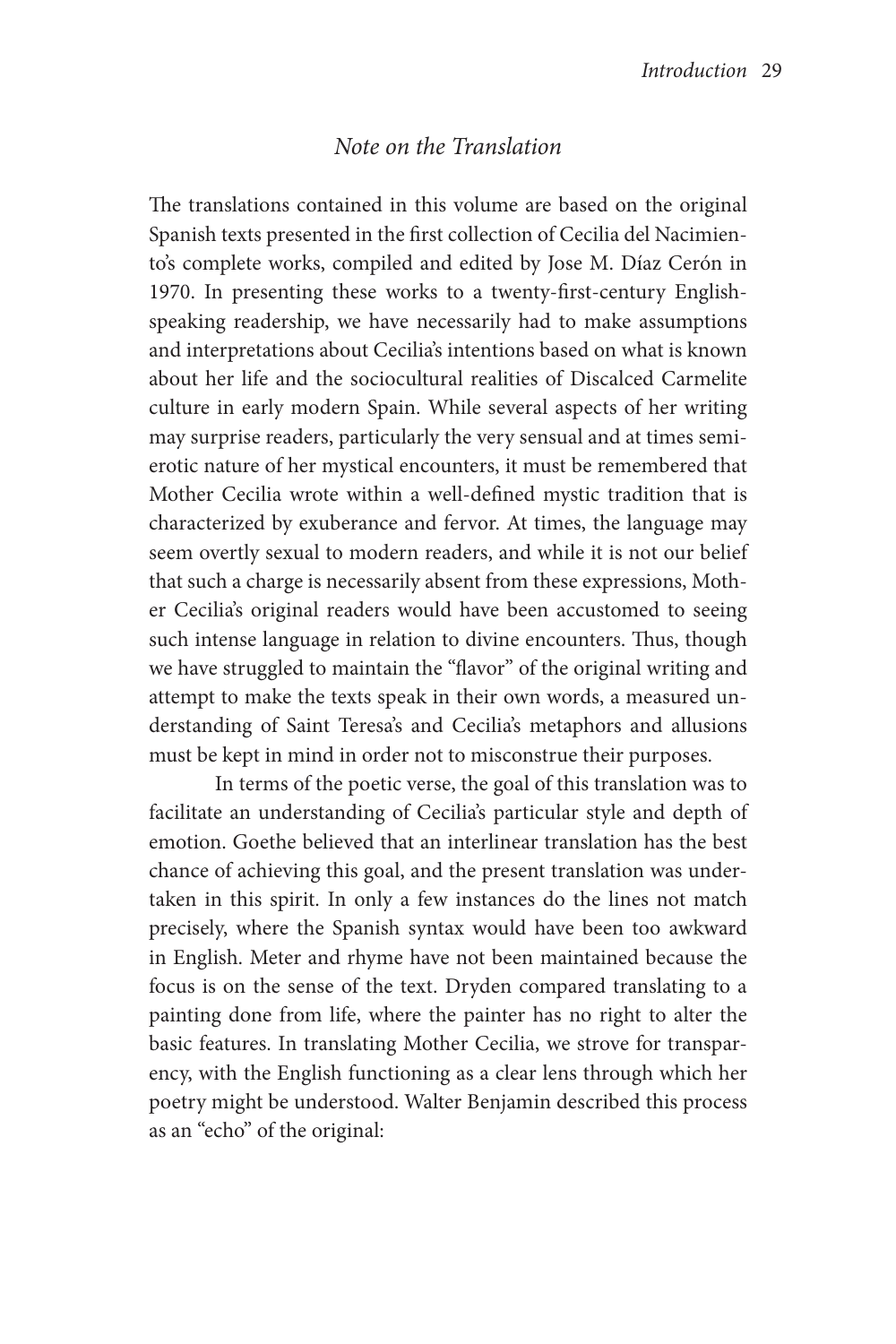## *Note on the Translation*

The translations contained in this volume are based on the original Spanish texts presented in the first collection of Cecilia del Nacimiento's complete works, compiled and edited by Jose M. Díaz Cerón in 1970. In presenting these works to a twenty-first-century English-speaking readership, we have necessarily had to make assumptions and interpretations about Cecilia's intentions based on what is known about her life and the sociocultural realities of Discalced Carmelite culture in early modern Spain. While several aspects of her writing may surprise readers, particularly the very sensual and at times semi-erotic nature of her mystical encounters, it must be remembered that Mother Cecilia wrote within a well-defined mystic tradition that is characterized by exuberance and fervor. At times, the language may seem overtly sexual to modern readers, and while it is not our belief that such a charge is necessarily absent from these expressions, Mother Cecilia's original readers would have been accustomed to seeing such intense language in relation to divine encounters. Thus, though we have struggled to maintain the "flavor" of the original writing and attempt to make the texts speak in their own words, a measured understanding of Saint Teresa's and Cecilia's metaphors and allusions must be kept in mind in order not to misconstrue their purposes.

In terms of the poetic verse, the goal of this translation was to facilitate an understanding of Cecilia's particular style and depth of emotion. Goethe believed that an interlinear translation has the best chance of achieving this goal, and the present translation was undertaken in this spirit. In only a few instances do the lines not match precisely, where the Spanish syntax would have been too awkward in English. Meter and rhyme have not been maintained because the focus is on the sense of the text. Dryden compared translating to a painting done from life, where the painter has no right to alter the basic features. In translating Mother Cecilia, we strove for transparency, with the English functioning as a clear lens through which her poetry might be understood. Walter Benjamin described this process as an "echo" of the original: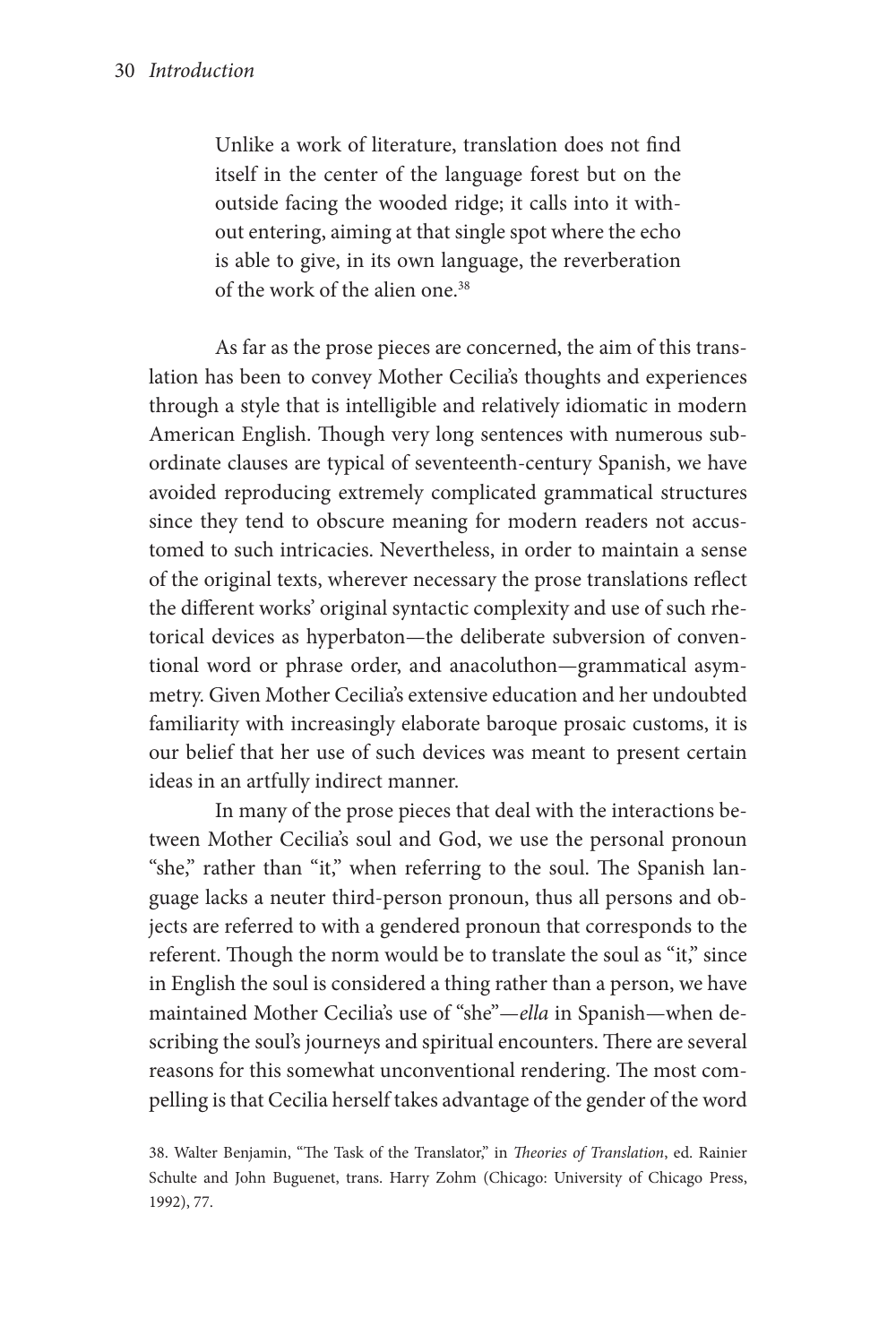> Unlike a work of literature, translation does not find itself in the center of the language forest but on the outside facing the wooded ridge; it calls into it without entering, aiming at that single spot where the echo is able to give, in its own language, the reverberation of the work of the alien one.[38]

As far as the prose pieces are concerned, the aim of this translation has been to convey Mother Cecilia's thoughts and experiences through a style that is intelligible and relatively idiomatic in modern American English. Though very long sentences with numerous subordinate clauses are typical of seventeenth-century Spanish, we have avoided reproducing extremely complicated grammatical structures since they tend to obscure meaning for modern readers not accustomed to such intricacies. Nevertheless, in order to maintain a sense of the original texts, wherever necessary the prose translations reflect the different works' original syntactic complexity and use of such rhetorical devices as hyperbaton—the deliberate subversion of conventional word or phrase order, and anacoluthon—grammatical asymmetry. Given Mother Cecilia's extensive education and her undoubted familiarity with increasingly elaborate baroque prosaic customs, it is our belief that her use of such devices was meant to present certain ideas in an artfully indirect manner.

In many of the prose pieces that deal with the interactions between Mother Cecilia's soul and God, we use the personal pronoun "she," rather than "it," when referring to the soul. The Spanish language lacks a neuter third-person pronoun, thus all persons and objects are referred to with a gendered pronoun that corresponds to the referent. Though the norm would be to translate the soul as "it," since in English the soul is considered a thing rather than a person, we have maintained Mother Cecilia's use of "she"—*ella* in Spanish—when describing the soul's journeys and spiritual encounters. There are several reasons for this somewhat unconventional rendering. The most compelling is that Cecilia herself takes advantage of the gender of the word

38. Walter Benjamin, "The Task of the Translator," in *Theories of Translation*, ed. Rainier Schulte and John Buguenet, trans. Harry Zohm (Chicago: University of Chicago Press, 1992), 77.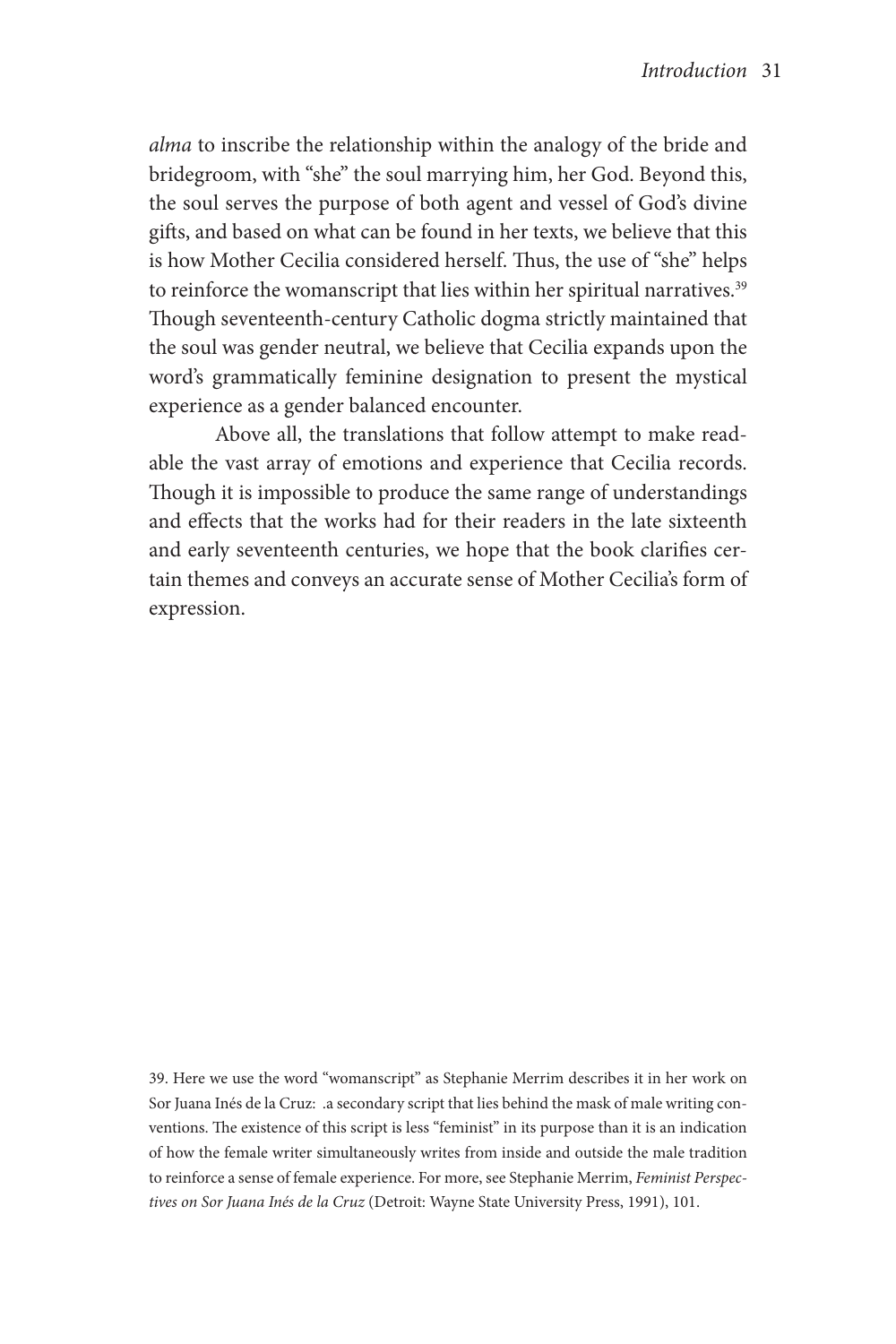*alma* to inscribe the relationship within the analogy of the bride and bridegroom, with "she" the soul marrying him, her God. Beyond this, the soul serves the purpose of both agent and vessel of God's divine gifts, and based on what can be found in her texts, we believe that this is how Mother Cecilia considered herself. Thus, the use of "she" helps to reinforce the womanscript that lies within her spiritual narratives.[39] Though seventeenth-century Catholic dogma strictly maintained that the soul was gender neutral, we believe that Cecilia expands upon the word's grammatically feminine designation to present the mystical experience as a gender balanced encounter.

Above all, the translations that follow attempt to make readable the vast array of emotions and experience that Cecilia records. Though it is impossible to produce the same range of understandings and effects that the works had for their readers in the late sixteenth and early seventeenth centuries, we hope that the book clarifies certain themes and conveys an accurate sense of Mother Cecilia's form of expression.

39. Here we use the word "womanscript" as Stephanie Merrim describes it in her work on Sor Juana Inés de la Cruz: .a secondary script that lies behind the mask of male writing conventions. The existence of this script is less "feminist" in its purpose than it is an indication of how the female writer simultaneously writes from inside and outside the male tradition to reinforce a sense of female experience. For more, see Stephanie Merrim, *Feminist Perspectives on Sor Juana Inés de la Cruz* (Detroit: Wayne State University Press, 1991), 101.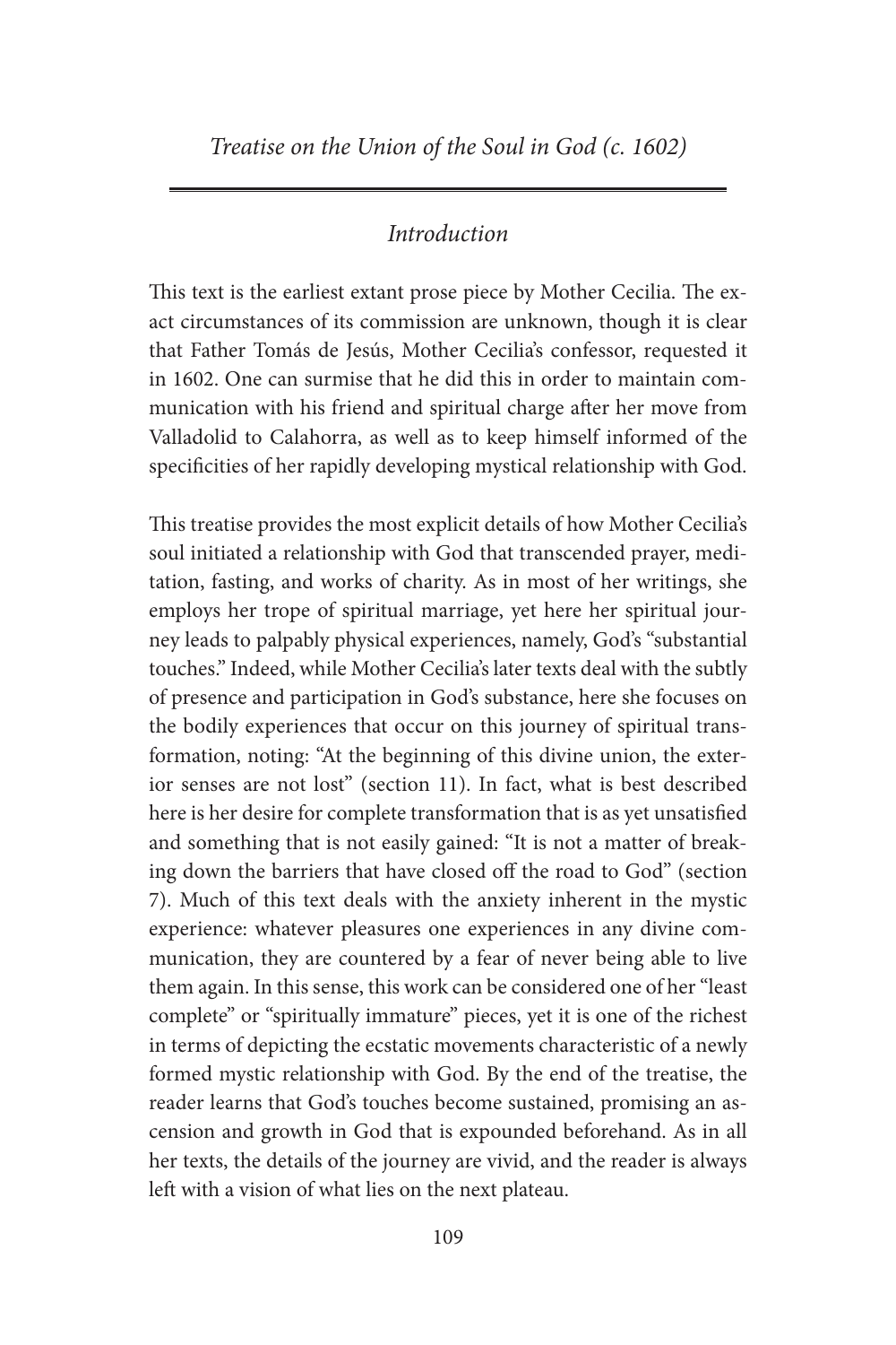# *Treatise on the Union of the Soul in God (c. 1602)*

## *Introduction*

This text is the earliest extant prose piece by Mother Cecilia. The exact circumstances of its commission are unknown, though it is clear that Father Tomás de Jesús, Mother Cecilia's confessor, requested it in 1602. One can surmise that he did this in order to maintain communication with his friend and spiritual charge after her move from Valladolid to Calahorra, as well as to keep himself informed of the specificities of her rapidly developing mystical relationship with God.

This treatise provides the most explicit details of how Mother Cecilia's soul initiated a relationship with God that transcended prayer, meditation, fasting, and works of charity. As in most of her writings, she employs her trope of spiritual marriage, yet here her spiritual journey leads to palpably physical experiences, namely, God's "substantial touches." Indeed, while Mother Cecilia's later texts deal with the subtly of presence and participation in God's substance, here she focuses on the bodily experiences that occur on this journey of spiritual transformation, noting: "At the beginning of this divine union, the exterior senses are not lost" (section 11). In fact, what is best described here is her desire for complete transformation that is as yet unsatisfied and something that is not easily gained: "It is not a matter of breaking down the barriers that have closed off the road to God" (section 7). Much of this text deals with the anxiety inherent in the mystic experience: whatever pleasures one experiences in any divine communication, they are countered by a fear of never being able to live them again. In this sense, this work can be considered one of her "least complete" or "spiritually immature" pieces, yet it is one of the richest in terms of depicting the ecstatic movements characteristic of a newly formed mystic relationship with God. By the end of the treatise, the reader learns that God's touches become sustained, promising an ascension and growth in God that is expounded beforehand. As in all her texts, the details of the journey are vivid, and the reader is always left with a vision of what lies on the next plateau.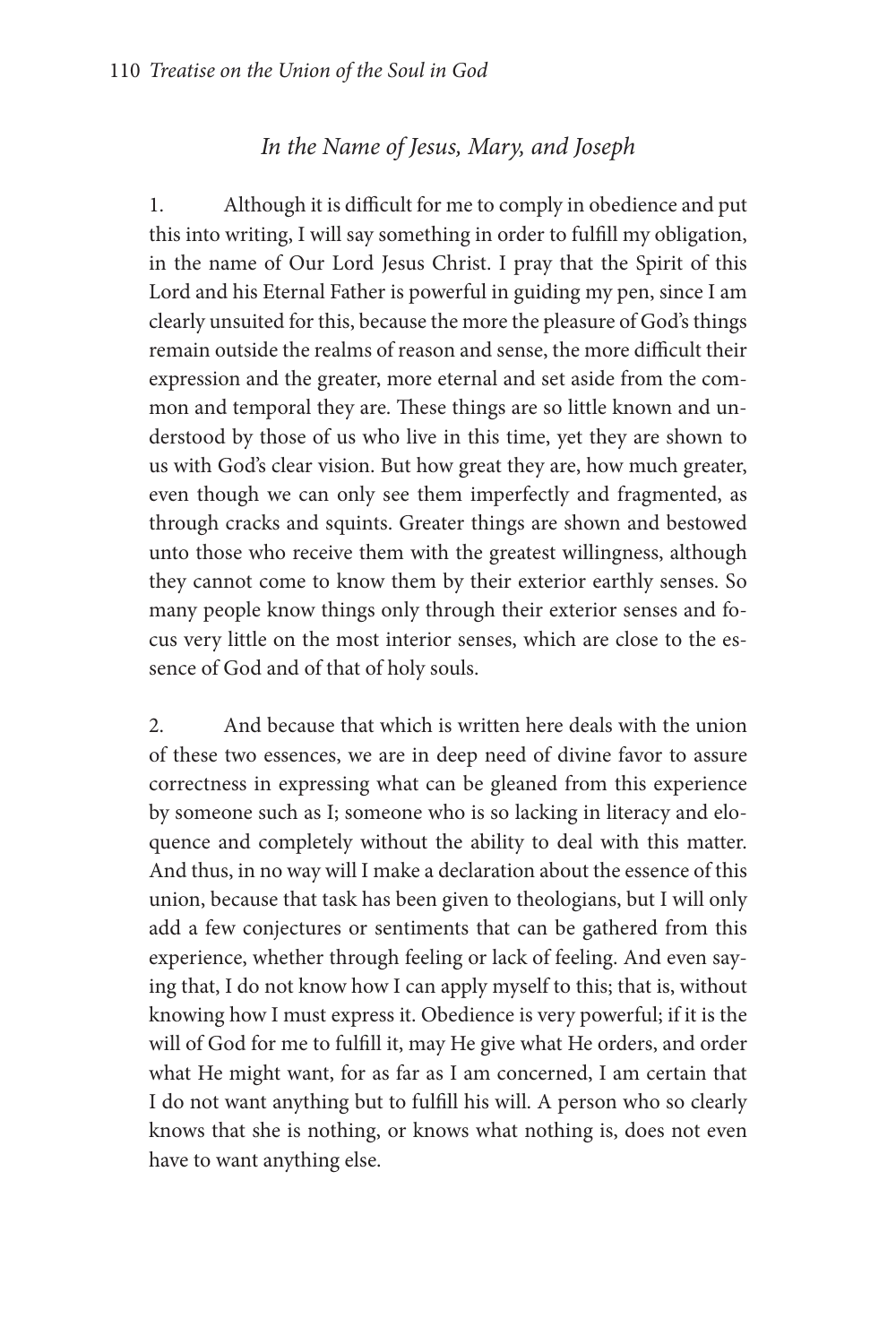*In the Name of Jesus, Mary, and Joseph*

1. Although it is difficult for me to comply in obedience and put this into writing, I will say something in order to fulfill my obligation, in the name of Our Lord Jesus Christ. I pray that the Spirit of this Lord and his Eternal Father is powerful in guiding my pen, since I am clearly unsuited for this, because the more the pleasure of God's things remain outside the realms of reason and sense, the more difficult their expression and the greater, more eternal and set aside from the common and temporal they are. These things are so little known and understood by those of us who live in this time, yet they are shown to us with God's clear vision. But how great they are, how much greater, even though we can only see them imperfectly and fragmented, as through cracks and squints. Greater things are shown and bestowed unto those who receive them with the greatest willingness, although they cannot come to know them by their exterior earthly senses. So many people know things only through their exterior senses and focus very little on the most interior senses, which are close to the essence of God and of that of holy souls.

2. And because that which is written here deals with the union of these two essences, we are in deep need of divine favor to assure correctness in expressing what can be gleaned from this experience by someone such as I; someone who is so lacking in literacy and eloquence and completely without the ability to deal with this matter. And thus, in no way will I make a declaration about the essence of this union, because that task has been given to theologians, but I will only add a few conjectures or sentiments that can be gathered from this experience, whether through feeling or lack of feeling. And even saying that, I do not know how I can apply myself to this; that is, without knowing how I must express it. Obedience is very powerful; if it is the will of God for me to fulfill it, may He give what He orders, and order what He might want, for as far as I am concerned, I am certain that I do not want anything but to fulfill his will. A person who so clearly knows that she is nothing, or knows what nothing is, does not even have to want anything else.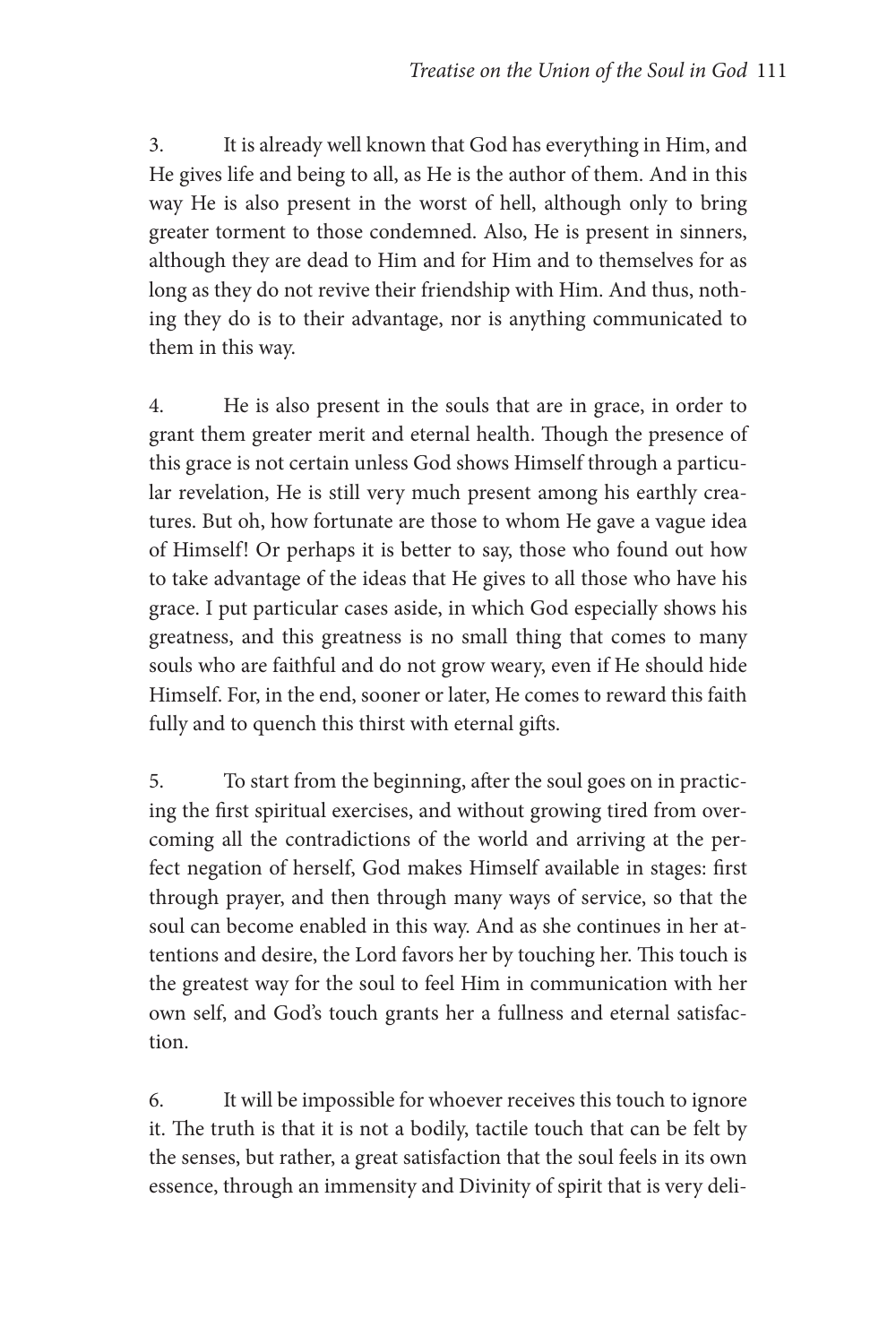3. It is already well known that God has everything in Him, and He gives life and being to all, as He is the author of them. And in this way He is also present in the worst of hell, although only to bring greater torment to those condemned. Also, He is present in sinners, although they are dead to Him and for Him and to themselves for as long as they do not revive their friendship with Him. And thus, nothing they do is to their advantage, nor is anything communicated to them in this way.

4. He is also present in the souls that are in grace, in order to grant them greater merit and eternal health. Though the presence of this grace is not certain unless God shows Himself through a particular revelation, He is still very much present among his earthly creatures. But oh, how fortunate are those to whom He gave a vague idea of Himself! Or perhaps it is better to say, those who found out how to take advantage of the ideas that He gives to all those who have his grace. I put particular cases aside, in which God especially shows his greatness, and this greatness is no small thing that comes to many souls who are faithful and do not grow weary, even if He should hide Himself. For, in the end, sooner or later, He comes to reward this faith fully and to quench this thirst with eternal gifts.

5. To start from the beginning, after the soul goes on in practicing the first spiritual exercises, and without growing tired from overcoming all the contradictions of the world and arriving at the perfect negation of herself, God makes Himself available in stages: first through prayer, and then through many ways of service, so that the soul can become enabled in this way. And as she continues in her attentions and desire, the Lord favors her by touching her. This touch is the greatest way for the soul to feel Him in communication with her own self, and God's touch grants her a fullness and eternal satisfaction.

6. It will be impossible for whoever receives this touch to ignore it. The truth is that it is not a bodily, tactile touch that can be felt by the senses, but rather, a great satisfaction that the soul feels in its own essence, through an immensity and Divinity of spirit that is very deli-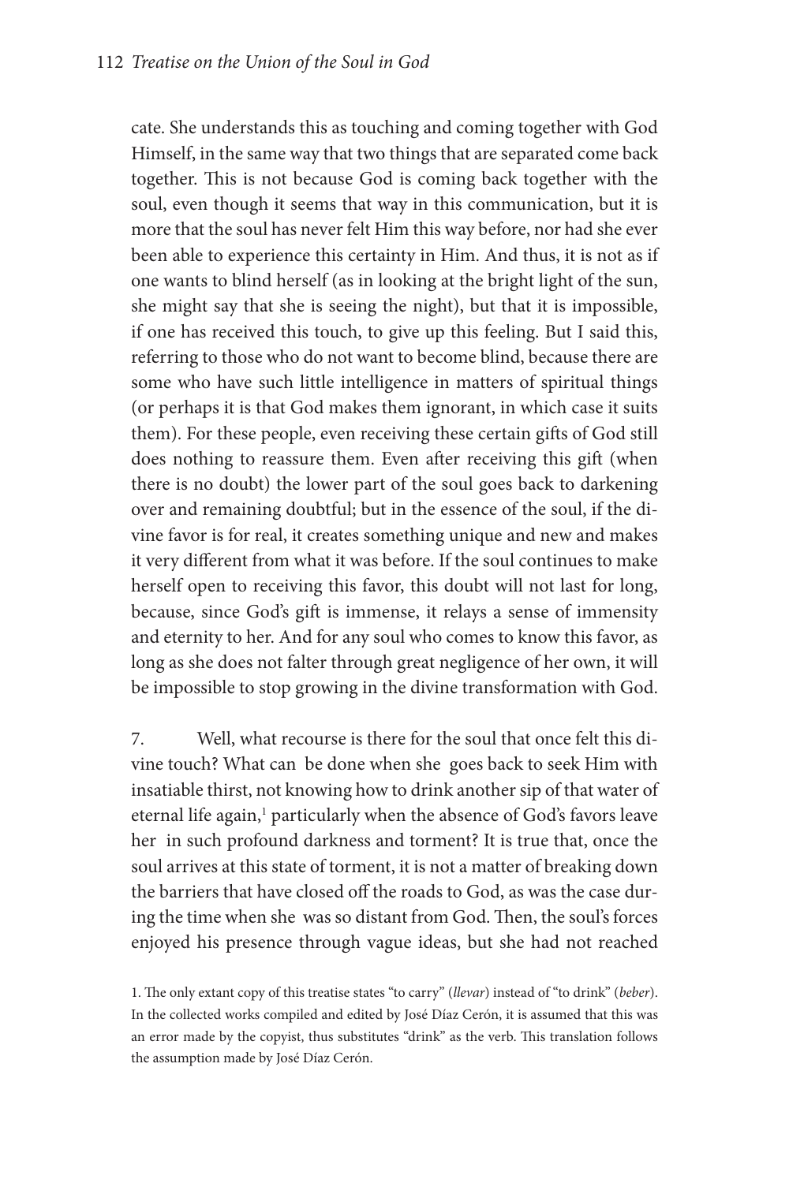cate. She understands this as touching and coming together with God Himself, in the same way that two things that are separated come back together. This is not because God is coming back together with the soul, even though it seems that way in this communication, but it is more that the soul has never felt Him this way before, nor had she ever been able to experience this certainty in Him. And thus, it is not as if one wants to blind herself (as in looking at the bright light of the sun, she might say that she is seeing the night), but that it is impossible, if one has received this touch, to give up this feeling. But I said this, referring to those who do not want to become blind, because there are some who have such little intelligence in matters of spiritual things (or perhaps it is that God makes them ignorant, in which case it suits them). For these people, even receiving these certain gifts of God still does nothing to reassure them. Even after receiving this gift (when there is no doubt) the lower part of the soul goes back to darkening over and remaining doubtful; but in the essence of the soul, if the divine favor is for real, it creates something unique and new and makes it very different from what it was before. If the soul continues to make herself open to receiving this favor, this doubt will not last for long, because, since God's gift is immense, it relays a sense of immensity and eternity to her. And for any soul who comes to know this favor, as long as she does not falter through great negligence of her own, it will be impossible to stop growing in the divine transformation with God.

7. Well, what recourse is there for the soul that once felt this divine touch? What can be done when she goes back to seek Him with insatiable thirst, not knowing how to drink another sip of that water of eternal life again,[1] particularly when the absence of God's favors leave her in such profound darkness and torment? It is true that, once the soul arrives at this state of torment, it is not a matter of breaking down the barriers that have closed off the roads to God, as was the case during the time when she was so distant from God. Then, the soul's forces enjoyed his presence through vague ideas, but she had not reached

1. The only extant copy of this treatise states "to carry" (*llevar*) instead of "to drink" (*beber*). In the collected works compiled and edited by José Díaz Cerón, it is assumed that this was an error made by the copyist, thus substitutes "drink" as the verb. This translation follows the assumption made by José Díaz Cerón.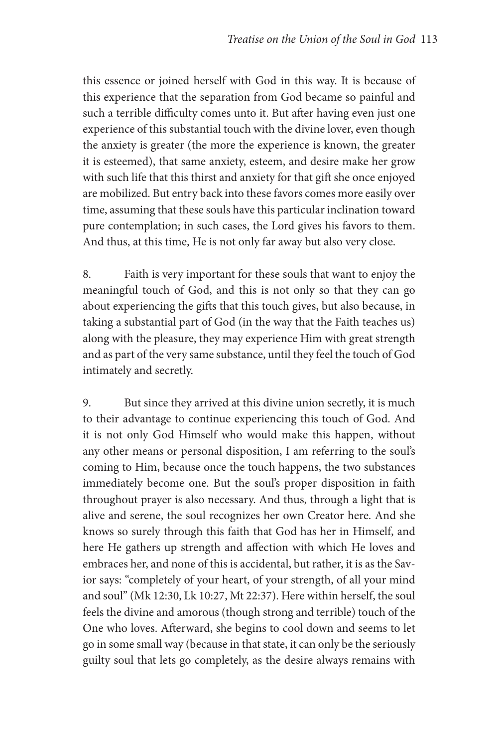this essence or joined herself with God in this way. It is because of this experience that the separation from God became so painful and such a terrible difficulty comes unto it. But after having even just one experience of this substantial touch with the divine lover, even though the anxiety is greater (the more the experience is known, the greater it is esteemed), that same anxiety, esteem, and desire make her grow with such life that this thirst and anxiety for that gift she once enjoyed are mobilized. But entry back into these favors comes more easily over time, assuming that these souls have this particular inclination toward pure contemplation; in such cases, the Lord gives his favors to them. And thus, at this time, He is not only far away but also very close.

8. Faith is very important for these souls that want to enjoy the meaningful touch of God, and this is not only so that they can go about experiencing the gifts that this touch gives, but also because, in taking a substantial part of God (in the way that the Faith teaches us) along with the pleasure, they may experience Him with great strength and as part of the very same substance, until they feel the touch of God intimately and secretly.

9. But since they arrived at this divine union secretly, it is much to their advantage to continue experiencing this touch of God. And it is not only God Himself who would make this happen, without any other means or personal disposition, I am referring to the soul's coming to Him, because once the touch happens, the two substances immediately become one. But the soul's proper disposition in faith throughout prayer is also necessary. And thus, through a light that is alive and serene, the soul recognizes her own Creator here. And she knows so surely through this faith that God has her in Himself, and here He gathers up strength and affection with which He loves and embraces her, and none of this is accidental, but rather, it is as the Savior says: "completely of your heart, of your strength, of all your mind and soul" (Mk 12:30, Lk 10:27, Mt 22:37). Here within herself, the soul feels the divine and amorous (though strong and terrible) touch of the One who loves. Afterward, she begins to cool down and seems to let go in some small way (because in that state, it can only be the seriously guilty soul that lets go completely, as the desire always remains with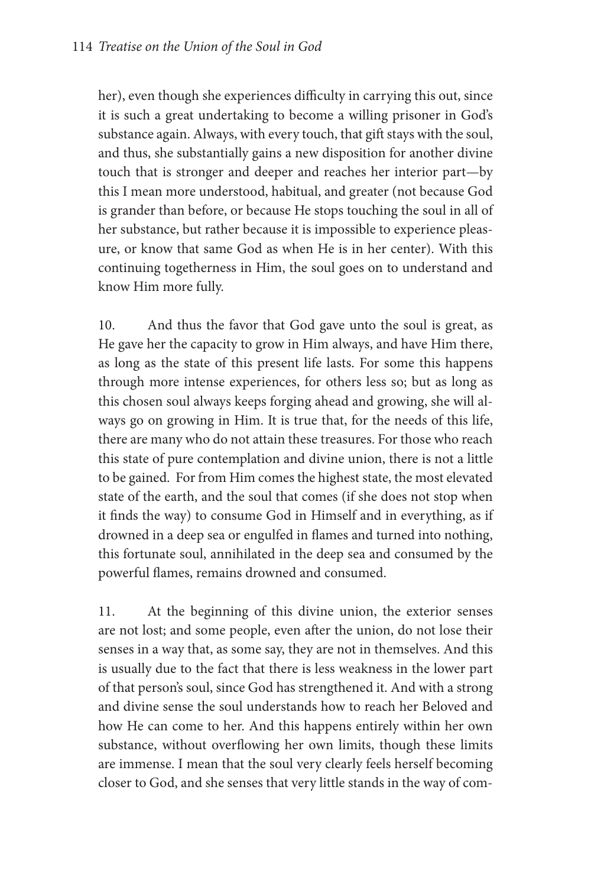her), even though she experiences difficulty in carrying this out, since it is such a great undertaking to become a willing prisoner in God's substance again. Always, with every touch, that gift stays with the soul, and thus, she substantially gains a new disposition for another divine touch that is stronger and deeper and reaches her interior part—by this I mean more understood, habitual, and greater (not because God is grander than before, or because He stops touching the soul in all of her substance, but rather because it is impossible to experience pleasure, or know that same God as when He is in her center). With this continuing togetherness in Him, the soul goes on to understand and know Him more fully.

10. And thus the favor that God gave unto the soul is great, as He gave her the capacity to grow in Him always, and have Him there, as long as the state of this present life lasts. For some this happens through more intense experiences, for others less so; but as long as this chosen soul always keeps forging ahead and growing, she will always go on growing in Him. It is true that, for the needs of this life, there are many who do not attain these treasures. For those who reach this state of pure contemplation and divine union, there is not a little to be gained. For from Him comes the highest state, the most elevated state of the earth, and the soul that comes (if she does not stop when it finds the way) to consume God in Himself and in everything, as if drowned in a deep sea or engulfed in flames and turned into nothing, this fortunate soul, annihilated in the deep sea and consumed by the powerful flames, remains drowned and consumed.

11. At the beginning of this divine union, the exterior senses are not lost; and some people, even after the union, do not lose their senses in a way that, as some say, they are not in themselves. And this is usually due to the fact that there is less weakness in the lower part of that person's soul, since God has strengthened it. And with a strong and divine sense the soul understands how to reach her Beloved and how He can come to her. And this happens entirely within her own substance, without overflowing her own limits, though these limits are immense. I mean that the soul very clearly feels herself becoming closer to God, and she senses that very little stands in the way of com-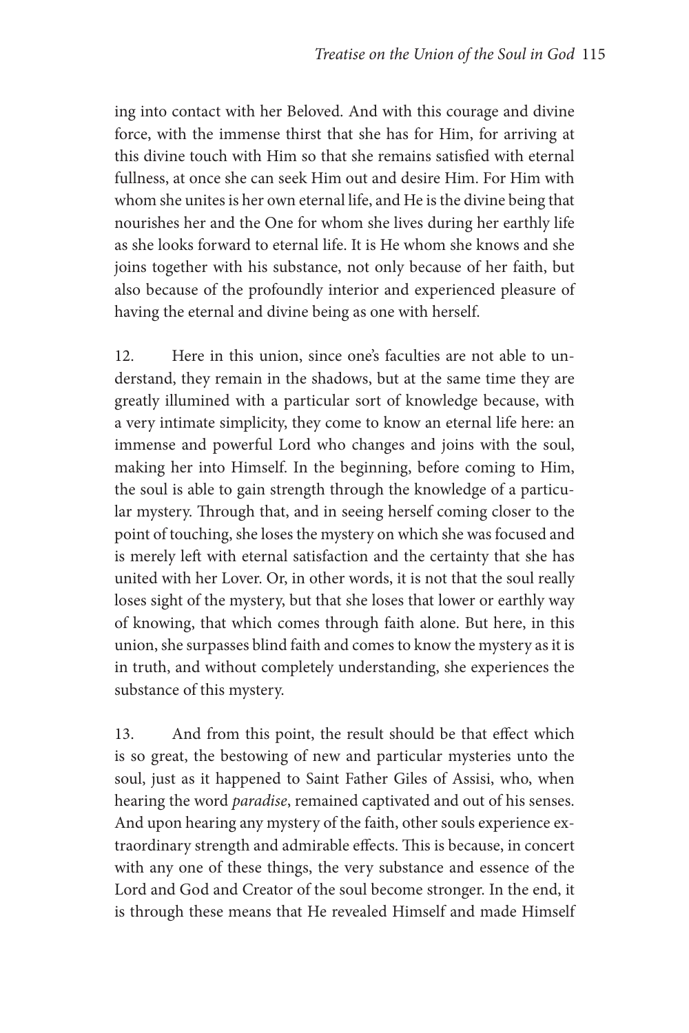ing into contact with her Beloved. And with this courage and divine force, with the immense thirst that she has for Him, for arriving at this divine touch with Him so that she remains satisfied with eternal fullness, at once she can seek Him out and desire Him. For Him with whom she unites is her own eternal life, and He is the divine being that nourishes her and the One for whom she lives during her earthly life as she looks forward to eternal life. It is He whom she knows and she joins together with his substance, not only because of her faith, but also because of the profoundly interior and experienced pleasure of having the eternal and divine being as one with herself.

12. Here in this union, since one's faculties are not able to understand, they remain in the shadows, but at the same time they are greatly illumined with a particular sort of knowledge because, with a very intimate simplicity, they come to know an eternal life here: an immense and powerful Lord who changes and joins with the soul, making her into Himself. In the beginning, before coming to Him, the soul is able to gain strength through the knowledge of a particular mystery. Through that, and in seeing herself coming closer to the point of touching, she loses the mystery on which she was focused and is merely left with eternal satisfaction and the certainty that she has united with her Lover. Or, in other words, it is not that the soul really loses sight of the mystery, but that she loses that lower or earthly way of knowing, that which comes through faith alone. But here, in this union, she surpasses blind faith and comes to know the mystery as it is in truth, and without completely understanding, she experiences the substance of this mystery.

13. And from this point, the result should be that effect which is so great, the bestowing of new and particular mysteries unto the soul, just as it happened to Saint Father Giles of Assisi, who, when hearing the word *paradise*, remained captivated and out of his senses. And upon hearing any mystery of the faith, other souls experience extraordinary strength and admirable effects. This is because, in concert with any one of these things, the very substance and essence of the Lord and God and Creator of the soul become stronger. In the end, it is through these means that He revealed Himself and made Himself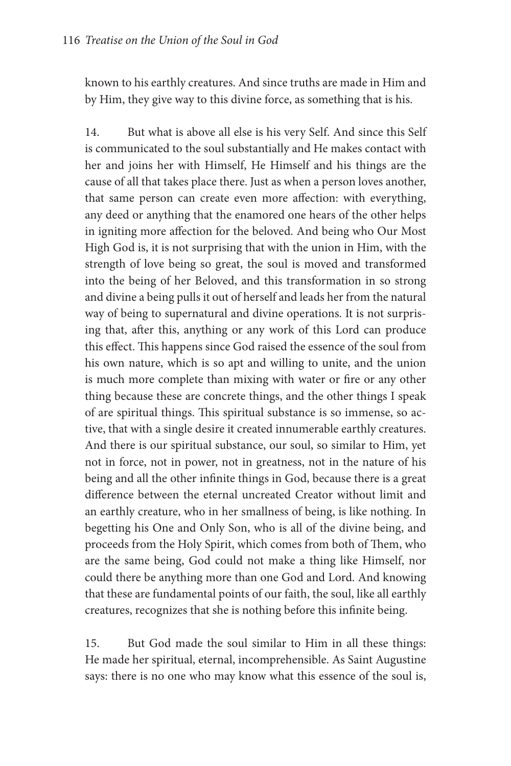known to his earthly creatures. And since truths are made in Him and by Him, they give way to this divine force, as something that is his.

14. But what is above all else is his very Self. And since this Self is communicated to the soul substantially and He makes contact with her and joins her with Himself, He Himself and his things are the cause of all that takes place there. Just as when a person loves another, that same person can create even more affection: with everything, any deed or anything that the enamored one hears of the other helps in igniting more affection for the beloved. And being who Our Most High God is, it is not surprising that with the union in Him, with the strength of love being so great, the soul is moved and transformed into the being of her Beloved, and this transformation in so strong and divine a being pulls it out of herself and leads her from the natural way of being to supernatural and divine operations. It is not surprising that, after this, anything or any work of this Lord can produce this effect. This happens since God raised the essence of the soul from his own nature, which is so apt and willing to unite, and the union is much more complete than mixing with water or fire or any other thing because these are concrete things, and the other things I speak of are spiritual things. This spiritual substance is so immense, so active, that with a single desire it created innumerable earthly creatures. And there is our spiritual substance, our soul, so similar to Him, yet not in force, not in power, not in greatness, not in the nature of his being and all the other infinite things in God, because there is a great difference between the eternal uncreated Creator without limit and an earthly creature, who in her smallness of being, is like nothing. In begetting his One and Only Son, who is all of the divine being, and proceeds from the Holy Spirit, which comes from both of Them, who are the same being, God could not make a thing like Himself, nor could there be anything more than one God and Lord. And knowing that these are fundamental points of our faith, the soul, like all earthly creatures, recognizes that she is nothing before this infinite being.

15. But God made the soul similar to Him in all these things: He made her spiritual, eternal, incomprehensible. As Saint Augustine says: there is no one who may know what this essence of the soul is,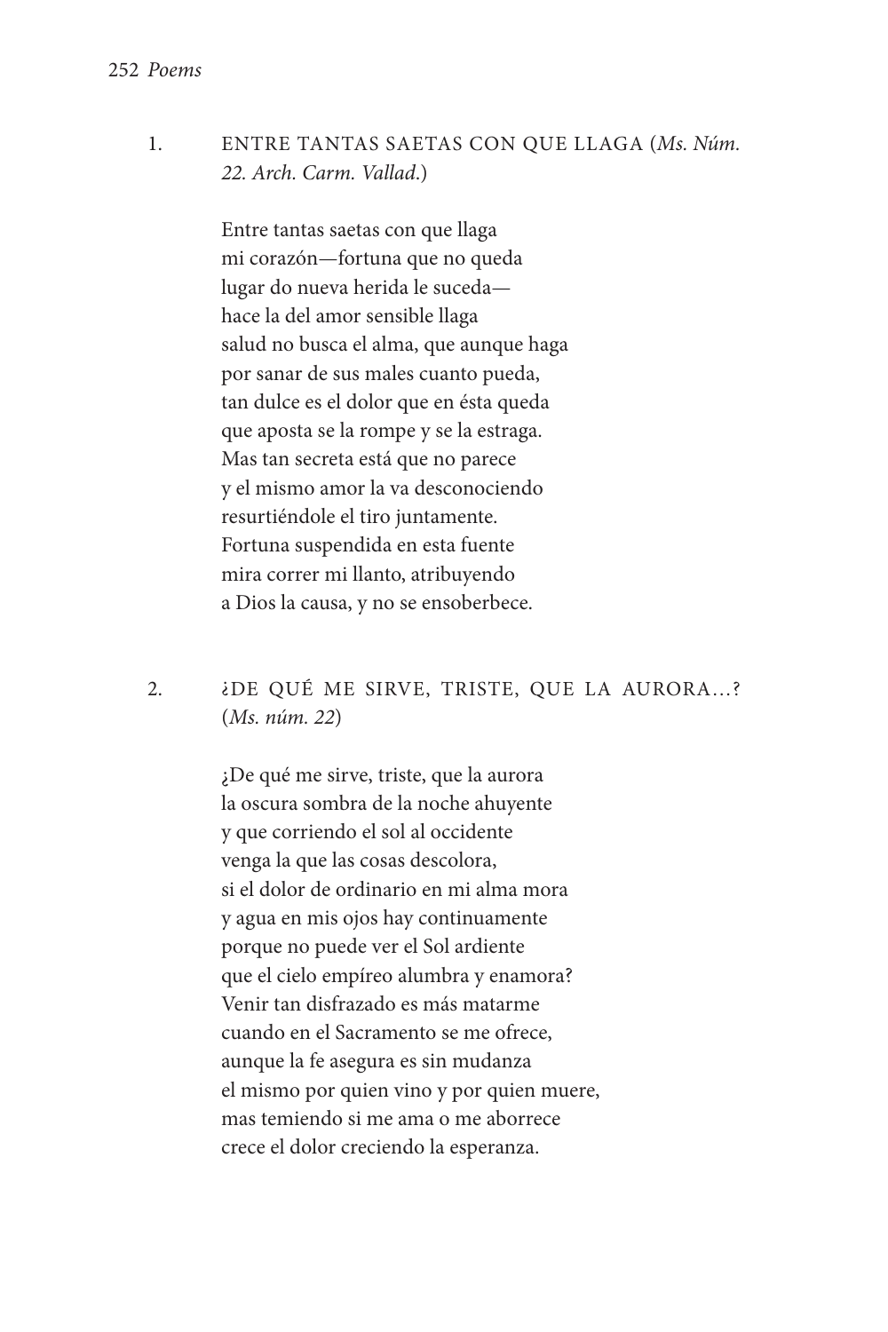1. ENTRE TANTAS SAETAS CON QUE LLAGA (*Ms. Núm. 22. Arch. Carm. Vallad.*)

Entre tantas saetas con que llaga
mi corazón—fortuna que no queda
lugar do nueva herida le suceda—
hace la del amor sensible llaga
salud no busca el alma, que aunque haga
por sanar de sus males cuanto pueda,
tan dulce es el dolor que en ésta queda
que aposta se la rompe y se la estraga.
Mas tan secreta está que no parece
y el mismo amor la va desconociendo
resurtiéndole el tiro juntamente.
Fortuna suspendida en esta fuente
mira correr mi llanto, atribuyendo
a Dios la causa, y no se ensoberbece.

2. ¿DE QUÉ ME SIRVE, TRISTE, QUE LA AURORA...? (*Ms. núm. 22*)

¿De qué me sirve, triste, que la aurora
la oscura sombra de la noche ahuyente
y que corriendo el sol al occidente
venga la que las cosas descolora,
si el dolor de ordinario en mi alma mora
y agua en mis ojos hay continuamente
porque no puede ver el Sol ardiente
que el cielo empíreo alumbra y enamora?
Venir tan disfrazado es más matarme
cuando en el Sacramento se me ofrece,
aunque la fe asegura es sin mudanza
el mismo por quien vino y por quien muere,
mas temiendo si me ama o me aborrece
crece el dolor creciendo la esperanza.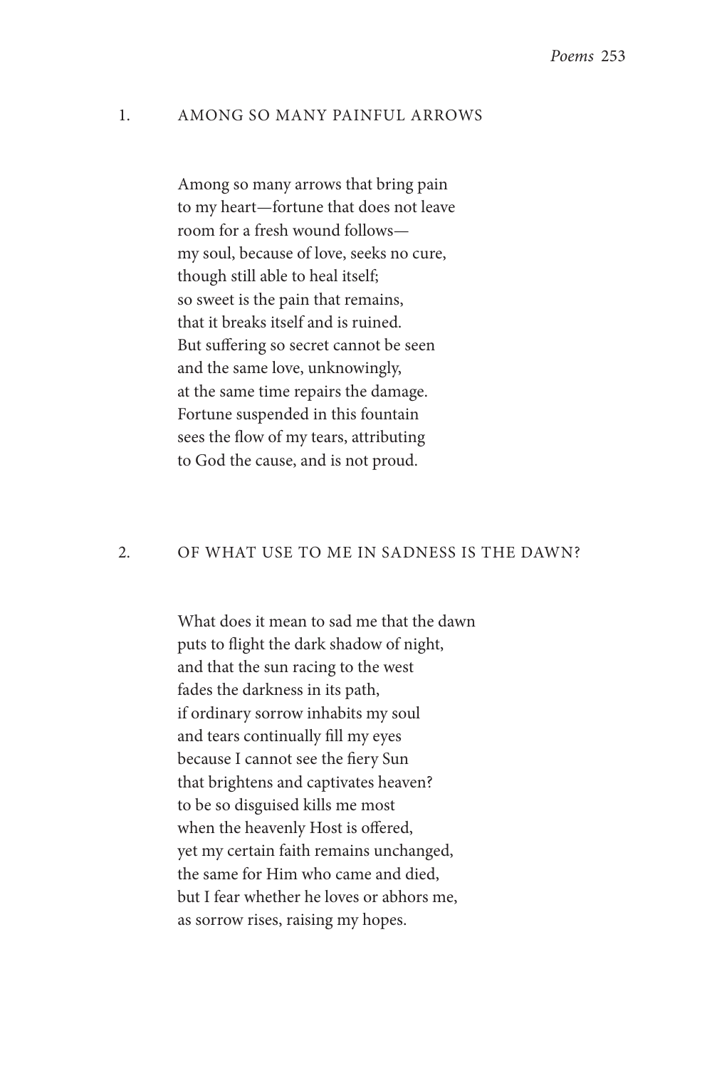## 1. AMONG SO MANY PAINFUL ARROWS

Among so many arrows that bring pain  
to my heart—fortune that does not leave  
room for a fresh wound follows—  
my soul, because of love, seeks no cure,  
though still able to heal itself;  
so sweet is the pain that remains,  
that it breaks itself and is ruined.  
But suffering so secret cannot be seen  
and the same love, unknowingly,  
at the same time repairs the damage.  
Fortune suspended in this fountain  
sees the flow of my tears, attributing  
to God the cause, and is not proud.

## 2. OF WHAT USE TO ME IN SADNESS IS THE DAWN?

What does it mean to sad me that the dawn  
puts to flight the dark shadow of night,  
and that the sun racing to the west  
fades the darkness in its path,  
if ordinary sorrow inhabits my soul  
and tears continually fill my eyes  
because I cannot see the fiery Sun  
that brightens and captivates heaven?  
to be so disguised kills me most  
when the heavenly Host is offered,  
yet my certain faith remains unchanged,  
the same for Him who came and died,  
but I fear whether he loves or abhors me,  
as sorrow rises, raising my hopes.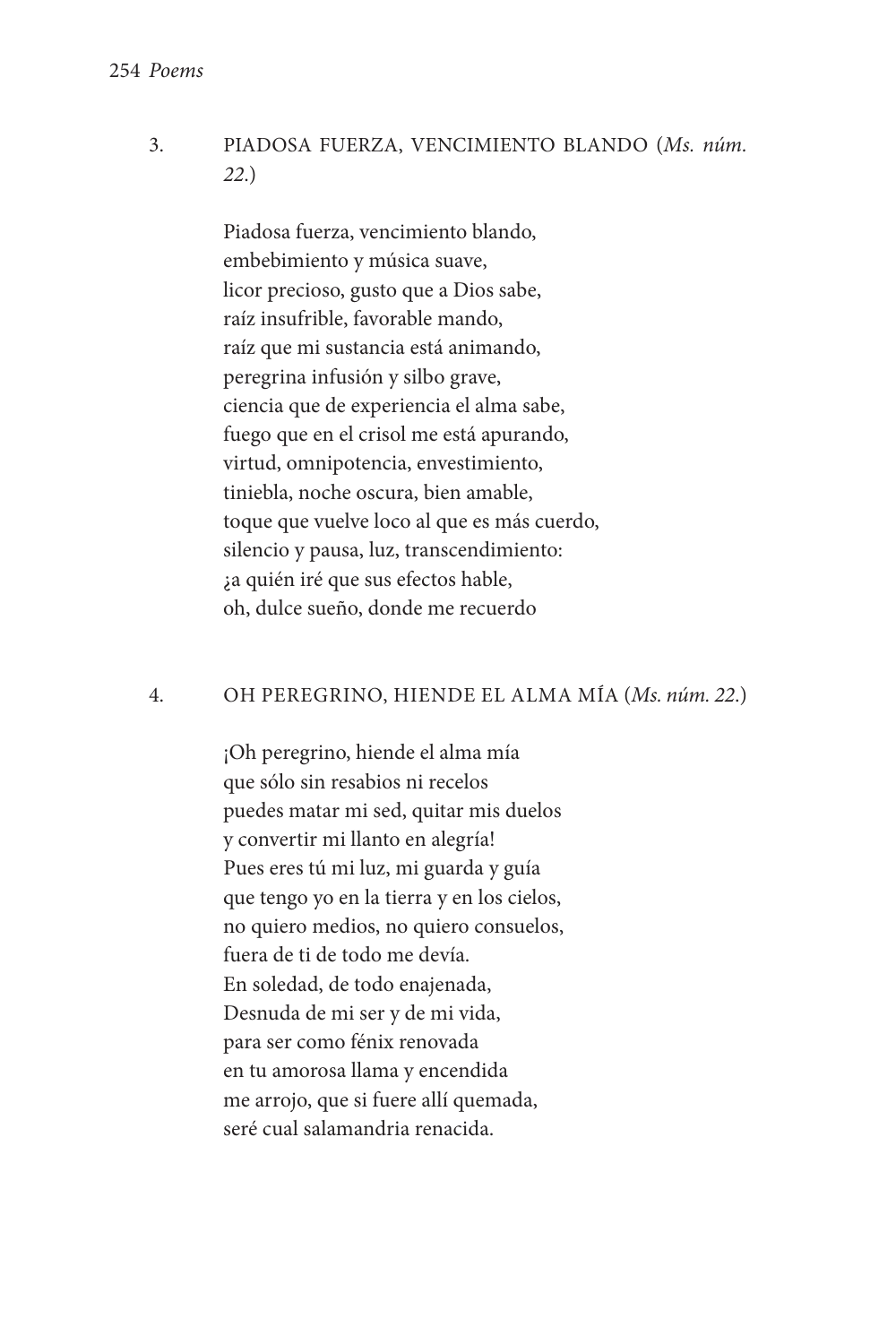3. PIADOSA FUERZA, VENCIMIENTO BLANDO (*Ms. núm. 22.*)

Piadosa fuerza, vencimiento blando,  
embebimiento y música suave,  
licor precioso, gusto que a Dios sabe,  
raíz insufrible, favorable mando,  
raíz que mi sustancia está animando,  
peregrina infusión y silbo grave,  
ciencia que de experiencia el alma sabe,  
fuego que en el crisol me está apurando,  
virtud, omnipotencia, envestimiento,  
tiniebla, noche oscura, bien amable,  
toque que vuelve loco al que es más cuerdo,  
silencio y pausa, luz, transcendimiento:  
¿a quién iré que sus efectos hable,  
oh, dulce sueño, donde me recuerdo

4. OH PEREGRINO, HIENDE EL ALMA MÍA (*Ms. núm. 22.*)

¡Oh peregrino, hiende el alma mía  
que sólo sin resabios ni recelos  
puedes matar mi sed, quitar mis duelos  
y convertir mi llanto en alegría!  
Pues eres tú mi luz, mi guarda y guía  
que tengo yo en la tierra y en los cielos,  
no quiero medios, no quiero consuelos,  
fuera de ti de todo me devía.  
En soledad, de todo enajenada,  
Desnuda de mi ser y de mi vida,  
para ser como fénix renovada  
en tu amorosa llama y encendida  
me arrojo, que si fuere allí quemada,  
seré cual salamandria renacida.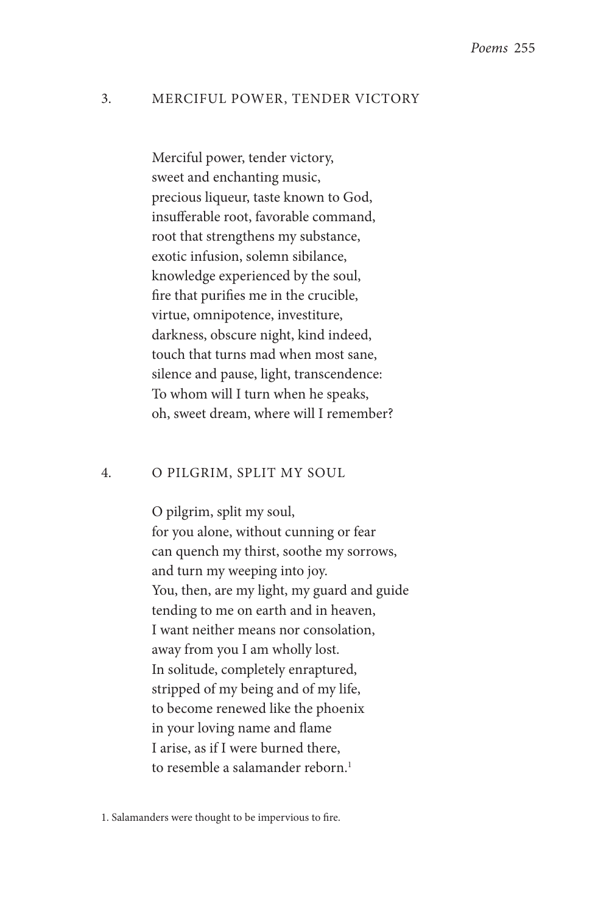## 3. MERCIFUL POWER, TENDER VICTORY

Merciful power, tender victory,  
sweet and enchanting music,  
precious liqueur, taste known to God,  
insufferable root, favorable command,  
root that strengthens my substance,  
exotic infusion, solemn sibilance,  
knowledge experienced by the soul,  
fire that purifies me in the crucible,  
virtue, omnipotence, investiture,  
darkness, obscure night, kind indeed,  
touch that turns mad when most sane,  
silence and pause, light, transcendence:  
To whom will I turn when he speaks,  
oh, sweet dream, where will I remember?

## 4. O PILGRIM, SPLIT MY SOUL

O pilgrim, split my soul,  
for you alone, without cunning or fear  
can quench my thirst, soothe my sorrows,  
and turn my weeping into joy.  
You, then, are my light, my guard and guide  
tending to me on earth and in heaven,  
I want neither means nor consolation,  
away from you I am wholly lost.  
In solitude, completely enraptured,  
stripped of my being and of my life,  
to become renewed like the phoenix  
in your loving name and flame  
I arise, as if I were burned there,  
to resemble a salamander reborn.[1]

1. Salamanders were thought to be impervious to fire.